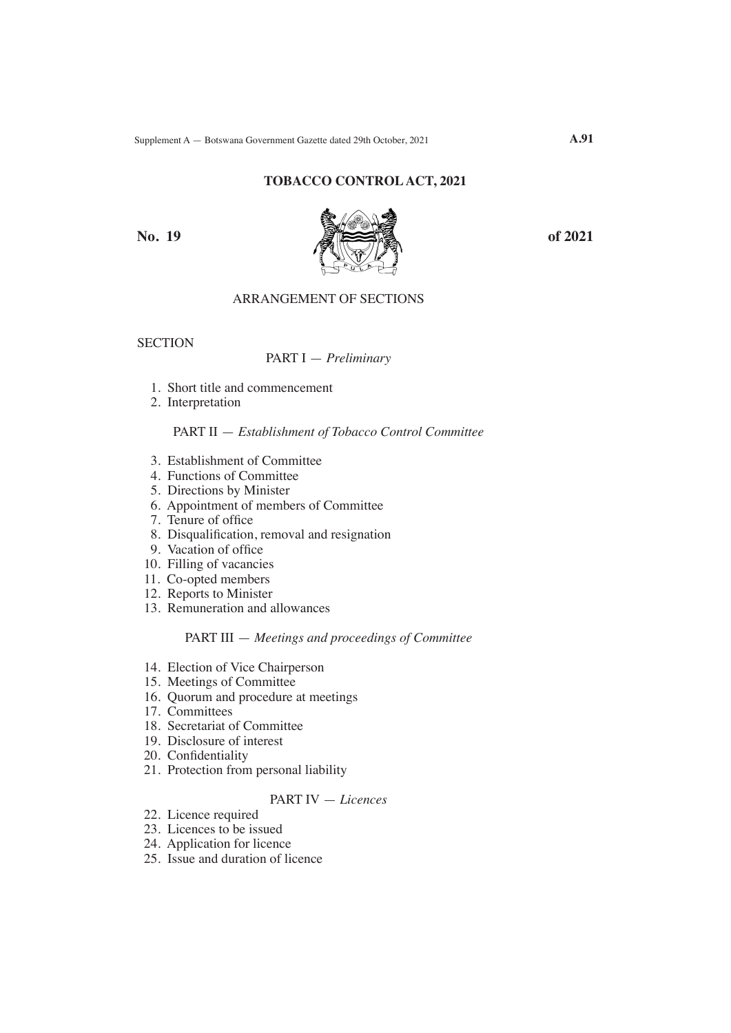# TOBACCO CONTROL ACT, 2021

**No. 19** **of 2021**

## ARRANGEMENT OF SECTIONS

SECTION

### PART I — *Preliminary*

1. Short title and commencement
2. Interpretation

### PART II — *Establishment of Tobacco Control Committee*

3. Establishment of Committee
4. Functions of Committee
5. Directions by Minister
6. Appointment of members of Committee
7. Tenure of office
8. Disqualification, removal and resignation
9. Vacation of office
10. Filling of vacancies
11. Co-opted members
12. Reports to Minister
13. Remuneration and allowances

### PART III — *Meetings and proceedings of Committee*

14. Election of Vice Chairperson
15. Meetings of Committee
16. Quorum and procedure at meetings
17. Committees
18. Secretariat of Committee
19. Disclosure of interest
20. Confidentiality
21. Protection from personal liability

### PART IV — *Licences*

22. Licence required
23. Licences to be issued
24. Application for licence
25. Issue and duration of licence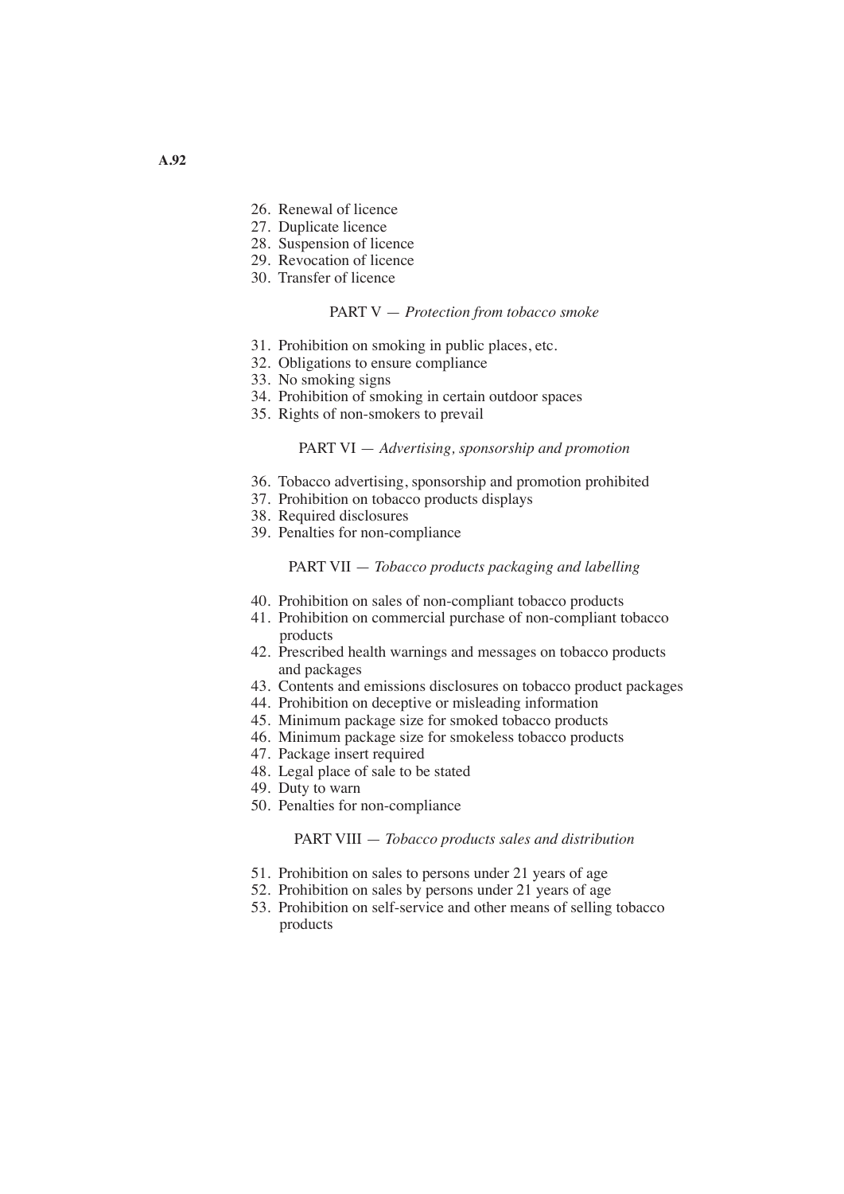26. Renewal of licence
27. Duplicate licence
28. Suspension of licence
29. Revocation of licence
30. Transfer of licence

PART V — *Protection from tobacco smoke*

31. Prohibition on smoking in public places, etc.
32. Obligations to ensure compliance
33. No smoking signs
34. Prohibition of smoking in certain outdoor spaces
35. Rights of non-smokers to prevail

PART VI — *Advertising, sponsorship and promotion*

36. Tobacco advertising, sponsorship and promotion prohibited
37. Prohibition on tobacco products displays
38. Required disclosures
39. Penalties for non-compliance

PART VII — *Tobacco products packaging and labelling*

40. Prohibition on sales of non-compliant tobacco products
41. Prohibition on commercial purchase of non-compliant tobacco products
42. Prescribed health warnings and messages on tobacco products and packages
43. Contents and emissions disclosures on tobacco product packages
44. Prohibition on deceptive or misleading information
45. Minimum package size for smoked tobacco products
46. Minimum package size for smokeless tobacco products
47. Package insert required
48. Legal place of sale to be stated
49. Duty to warn
50. Penalties for non-compliance

PART VIII — *Tobacco products sales and distribution*

51. Prohibition on sales to persons under 21 years of age
52. Prohibition on sales by persons under 21 years of age
53. Prohibition on self-service and other means of selling tobacco products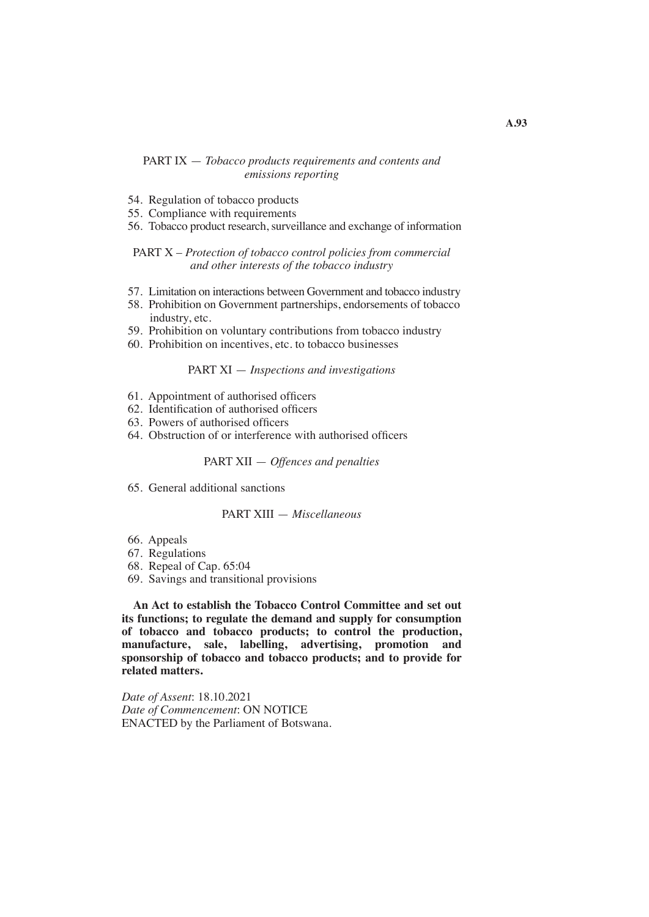PART IX — *Tobacco products requirements and contents and emissions reporting*

54. Regulation of tobacco products
55. Compliance with requirements
56. Tobacco product research, surveillance and exchange of information

PART X – *Protection of tobacco control policies from commercial and other interests of the tobacco industry*

57. Limitation on interactions between Government and tobacco industry
58. Prohibition on Government partnerships, endorsements of tobacco industry, etc.
59. Prohibition on voluntary contributions from tobacco industry
60. Prohibition on incentives, etc. to tobacco businesses

PART XI — *Inspections and investigations*

61. Appointment of authorised officers
62. Identification of authorised officers
63. Powers of authorised officers
64. Obstruction of or interference with authorised officers

PART XII — *Offences and penalties*

65. General additional sanctions

PART XIII — *Miscellaneous*

66. Appeals
67. Regulations
68. Repeal of Cap. 65:04
69. Savings and transitional provisions

**An Act to establish the Tobacco Control Committee and set out its functions; to regulate the demand and supply for consumption of tobacco and tobacco products; to control the production, manufacture, sale, labelling, advertising, promotion and sponsorship of tobacco and tobacco products; and to provide for related matters.**

*Date of Assent*: 18.10.2021
*Date of Commencement*: ON NOTICE
ENACTED by the Parliament of Botswana.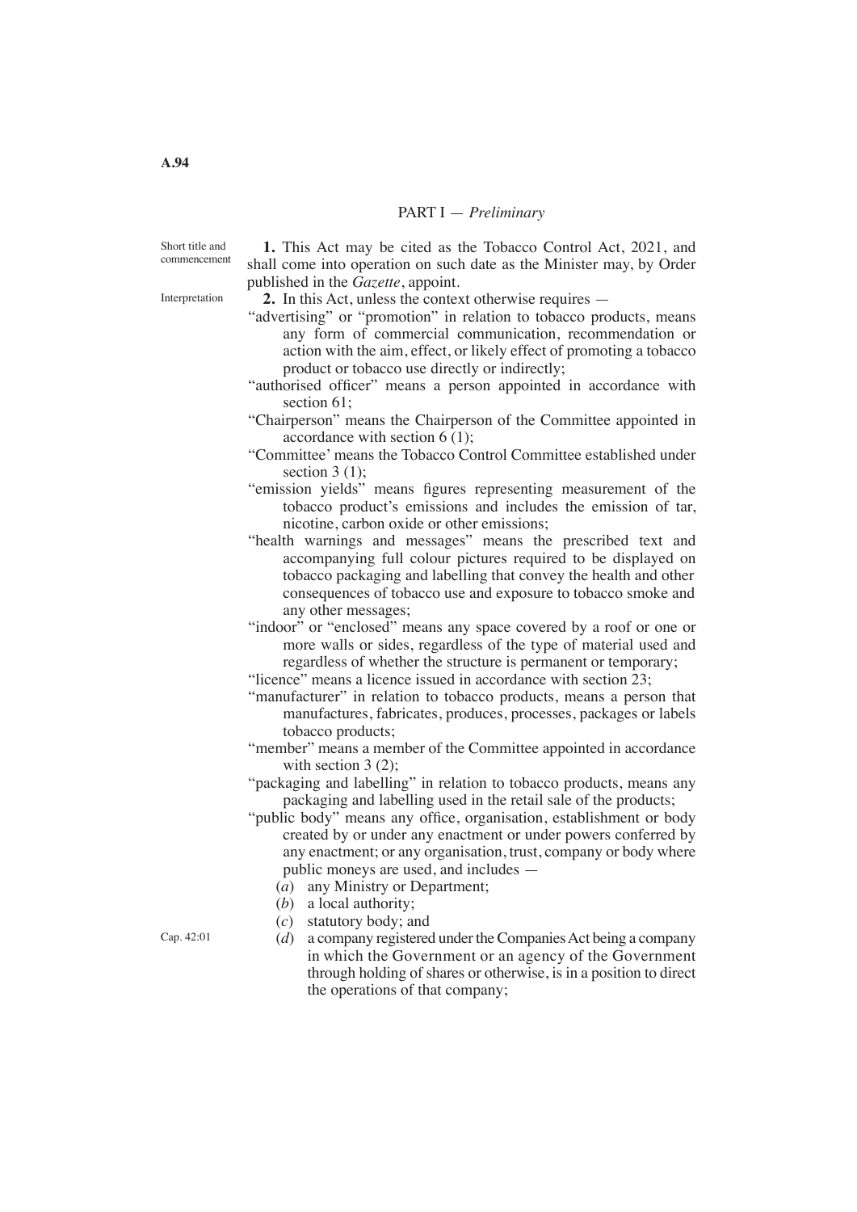## PART I — *Preliminary*

Short title and commencement

**1.** This Act may be cited as the Tobacco Control Act, 2021, and shall come into operation on such date as the Minister may, by Order published in the *Gazette*, appoint.

Interpretation

**2.** In this Act, unless the context otherwise requires —

"advertising" or "promotion" in relation to tobacco products, means any form of commercial communication, recommendation or action with the aim, effect, or likely effect of promoting a tobacco product or tobacco use directly or indirectly;

"authorised officer" means a person appointed in accordance with section 61;

"Chairperson" means the Chairperson of the Committee appointed in accordance with section 6 (1);

"Committee' means the Tobacco Control Committee established under section 3 (1);

"emission yields" means figures representing measurement of the tobacco product's emissions and includes the emission of tar, nicotine, carbon oxide or other emissions;

"health warnings and messages" means the prescribed text and accompanying full colour pictures required to be displayed on tobacco packaging and labelling that convey the health and other consequences of tobacco use and exposure to tobacco smoke and any other messages;

"indoor" or "enclosed" means any space covered by a roof or one or more walls or sides, regardless of the type of material used and regardless of whether the structure is permanent or temporary;

"licence" means a licence issued in accordance with section 23;

"manufacturer" in relation to tobacco products, means a person that manufactures, fabricates, produces, processes, packages or labels tobacco products;

"member" means a member of the Committee appointed in accordance with section 3 (2);

"packaging and labelling" in relation to tobacco products, means any packaging and labelling used in the retail sale of the products;

"public body" means any office, organisation, establishment or body created by or under any enactment or under powers conferred by any enactment; or any organisation, trust, company or body where public moneys are used, and includes —

(*a*) any Ministry or Department;

(*b*) a local authority;

(*c*) statutory body; and

(*d*) a company registered under the Companies Act being a company in which the Government or an agency of the Government through holding of shares or otherwise, is in a position to direct the operations of that company;

Cap. 42:01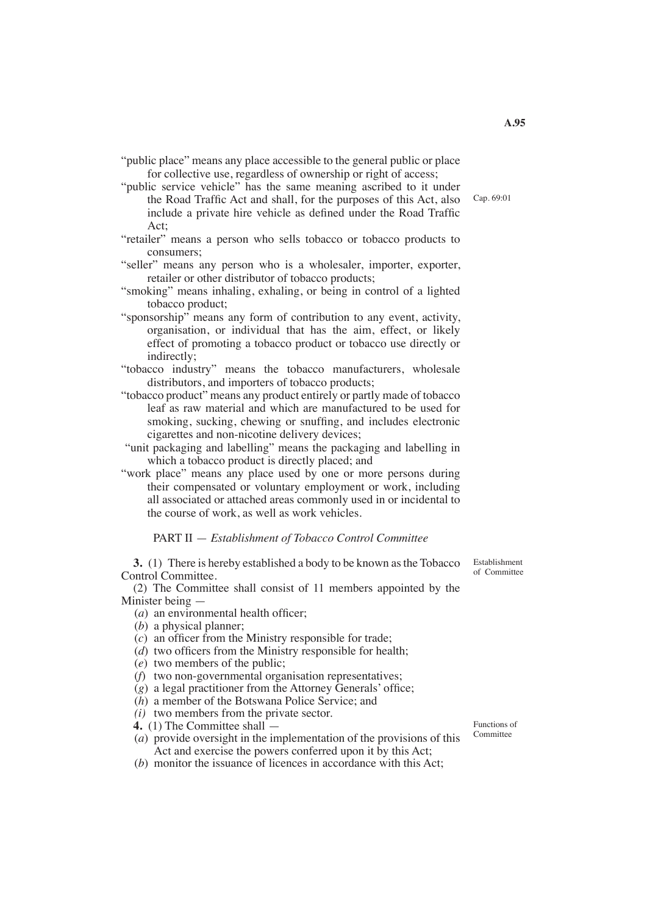"public place" means any place accessible to the general public or place for collective use, regardless of ownership or right of access;

"public service vehicle" has the same meaning ascribed to it under the Road Traffic Act and shall, for the purposes of this Act, also include a private hire vehicle as defined under the Road Traffic Act; Cap. 69:01

"retailer" means a person who sells tobacco or tobacco products to consumers;

"seller" means any person who is a wholesaler, importer, exporter, retailer or other distributor of tobacco products;

"smoking" means inhaling, exhaling, or being in control of a lighted tobacco product;

"sponsorship" means any form of contribution to any event, activity, organisation, or individual that has the aim, effect, or likely effect of promoting a tobacco product or tobacco use directly or indirectly;

"tobacco industry" means the tobacco manufacturers, wholesale distributors, and importers of tobacco products;

"tobacco product" means any product entirely or partly made of tobacco leaf as raw material and which are manufactured to be used for smoking, sucking, chewing or snuffing, and includes electronic cigarettes and non-nicotine delivery devices;

"unit packaging and labelling" means the packaging and labelling in which a tobacco product is directly placed; and

"work place" means any place used by one or more persons during their compensated or voluntary employment or work, including all associated or attached areas commonly used in or incidental to the course of work, as well as work vehicles.

## PART II — *Establishment of Tobacco Control Committee*

Establishment of Committee

**3.** (1) There is hereby established a body to be known as the Tobacco Control Committee.

(2) The Committee shall consist of 11 members appointed by the Minister being —

(*a*) an environmental health officer;
(*b*) a physical planner;
(*c*) an officer from the Ministry responsible for trade;
(*d*) two officers from the Ministry responsible for health;
(*e*) two members of the public;
(*f*) two non-governmental organisation representatives;
(*g*) a legal practitioner from the Attorney Generals' office;
(*h*) a member of the Botswana Police Service; and
(*i*) two members from the private sector.

Functions of Committee

**4.** (1) The Committee shall —

(*a*) provide oversight in the implementation of the provisions of this Act and exercise the powers conferred upon it by this Act;
(*b*) monitor the issuance of licences in accordance with this Act;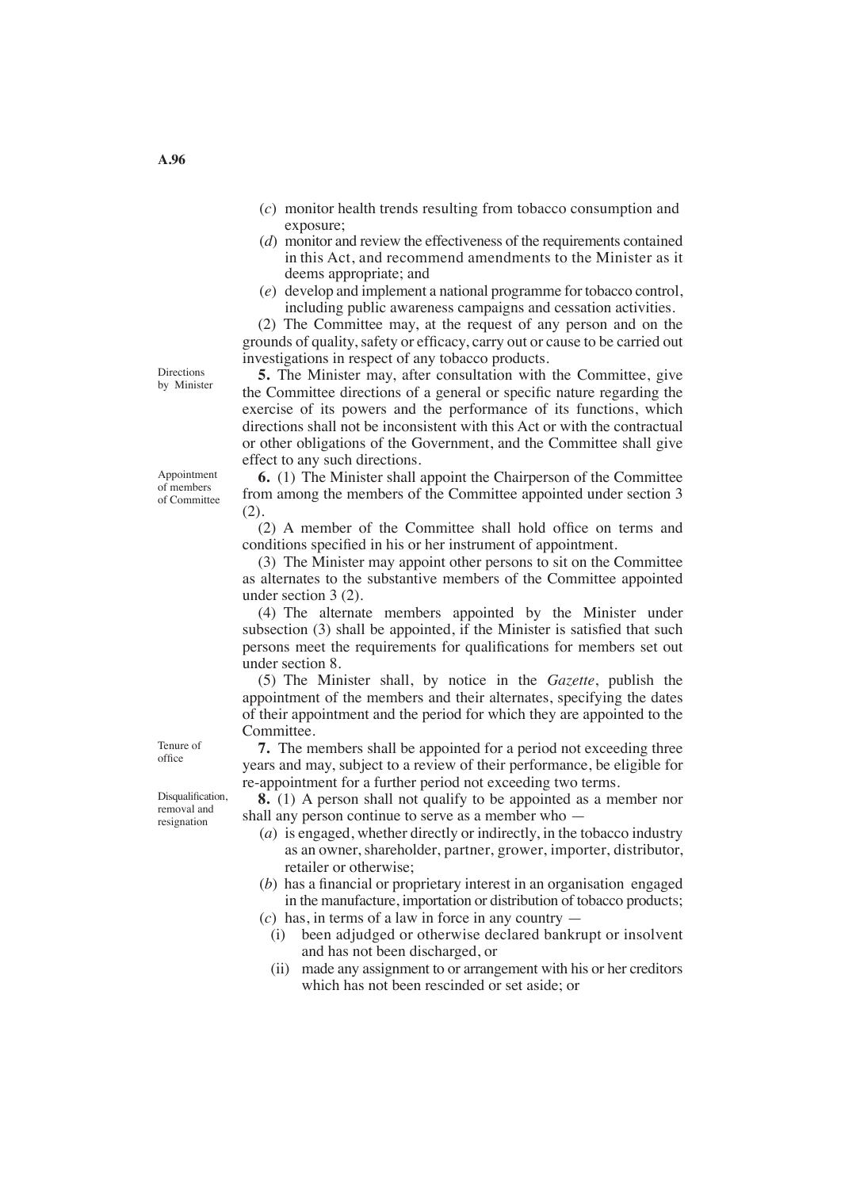(*c*) monitor health trends resulting from tobacco consumption and exposure;

(*d*) monitor and review the effectiveness of the requirements contained in this Act, and recommend amendments to the Minister as it deems appropriate; and

(*e*) develop and implement a national programme for tobacco control, including public awareness campaigns and cessation activities.

(2) The Committee may, at the request of any person and on the grounds of quality, safety or efficacy, carry out or cause to be carried out investigations in respect of any tobacco products.

Directions by Minister

**5.** The Minister may, after consultation with the Committee, give the Committee directions of a general or specific nature regarding the exercise of its powers and the performance of its functions, which directions shall not be inconsistent with this Act or with the contractual or other obligations of the Government, and the Committee shall give effect to any such directions.

Appointment of members of Committee

**6.** (1) The Minister shall appoint the Chairperson of the Committee from among the members of the Committee appointed under section 3 (2).

(2) A member of the Committee shall hold office on terms and conditions specified in his or her instrument of appointment.

(3) The Minister may appoint other persons to sit on the Committee as alternates to the substantive members of the Committee appointed under section 3 (2).

(4) The alternate members appointed by the Minister under subsection (3) shall be appointed, if the Minister is satisfied that such persons meet the requirements for qualifications for members set out under section 8.

(5) The Minister shall, by notice in the *Gazette*, publish the appointment of the members and their alternates, specifying the dates of their appointment and the period for which they are appointed to the Committee.

Tenure of office

**7.** The members shall be appointed for a period not exceeding three years and may, subject to a review of their performance, be eligible for re-appointment for a further period not exceeding two terms.

Disqualification, removal and resignation

**8.** (1) A person shall not qualify to be appointed as a member nor shall any person continue to serve as a member who —

(*a*) is engaged, whether directly or indirectly, in the tobacco industry as an owner, shareholder, partner, grower, importer, distributor, retailer or otherwise;

(*b*) has a financial or proprietary interest in an organisation engaged in the manufacture, importation or distribution of tobacco products;

(*c*) has, in terms of a law in force in any country —

(i) been adjudged or otherwise declared bankrupt or insolvent and has not been discharged, or

(ii) made any assignment to or arrangement with his or her creditors which has not been rescinded or set aside; or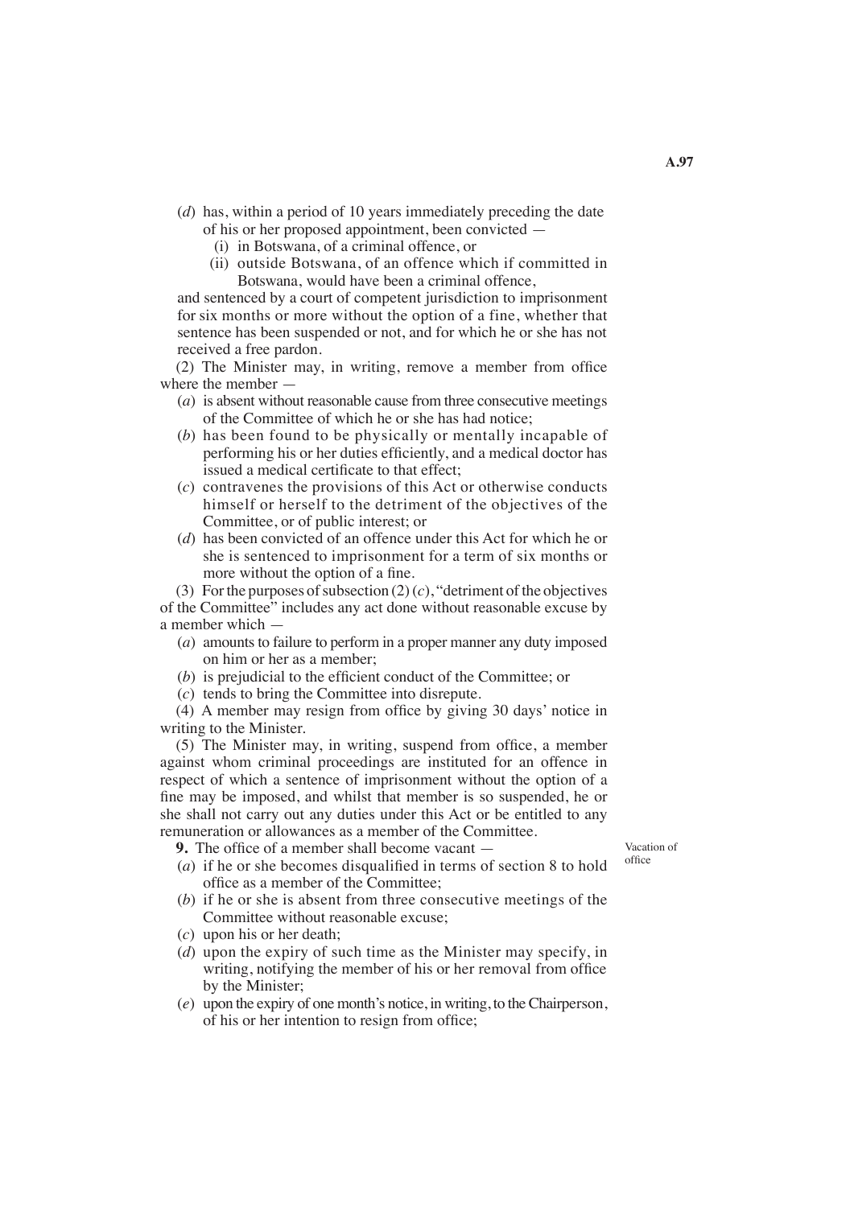(*d*) has, within a period of 10 years immediately preceding the date of his or her proposed appointment, been convicted —

(i) in Botswana, of a criminal offence, or

(ii) outside Botswana, of an offence which if committed in Botswana, would have been a criminal offence,

and sentenced by a court of competent jurisdiction to imprisonment for six months or more without the option of a fine, whether that sentence has been suspended or not, and for which he or she has not received a free pardon.

(2) The Minister may, in writing, remove a member from office where the member —

(*a*) is absent without reasonable cause from three consecutive meetings of the Committee of which he or she has had notice;

(*b*) has been found to be physically or mentally incapable of performing his or her duties efficiently, and a medical doctor has issued a medical certificate to that effect;

(*c*) contravenes the provisions of this Act or otherwise conducts himself or herself to the detriment of the objectives of the Committee, or of public interest; or

(*d*) has been convicted of an offence under this Act for which he or she is sentenced to imprisonment for a term of six months or more without the option of a fine.

(3) For the purposes of subsection (2) (*c*), "detriment of the objectives of the Committee" includes any act done without reasonable excuse by a member which —

(*a*) amounts to failure to perform in a proper manner any duty imposed on him or her as a member;

(*b*) is prejudicial to the efficient conduct of the Committee; or

(*c*) tends to bring the Committee into disrepute.

(4) A member may resign from office by giving 30 days' notice in writing to the Minister.

(5) The Minister may, in writing, suspend from office, a member against whom criminal proceedings are instituted for an offence in respect of which a sentence of imprisonment without the option of a fine may be imposed, and whilst that member is so suspended, he or she shall not carry out any duties under this Act or be entitled to any remuneration or allowances as a member of the Committee.

Vacation of office

**9.** The office of a member shall become vacant —

(*a*) if he or she becomes disqualified in terms of section 8 to hold office as a member of the Committee;

(*b*) if he or she is absent from three consecutive meetings of the Committee without reasonable excuse;

(*c*) upon his or her death;

(*d*) upon the expiry of such time as the Minister may specify, in writing, notifying the member of his or her removal from office by the Minister;

(*e*) upon the expiry of one month's notice, in writing, to the Chairperson, of his or her intention to resign from office;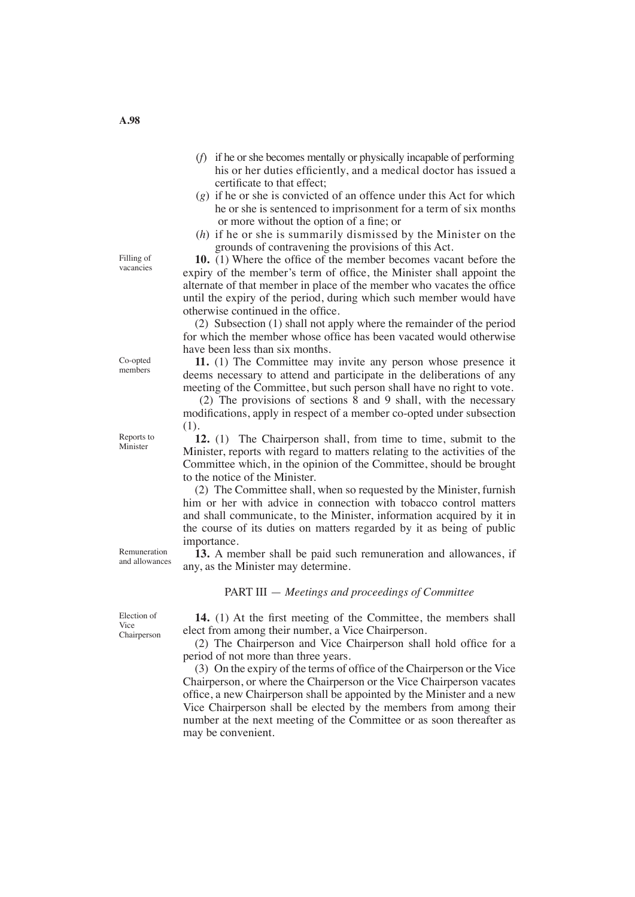(*f*) if he or she becomes mentally or physically incapable of performing his or her duties efficiently, and a medical doctor has issued a certificate to that effect;

(*g*) if he or she is convicted of an offence under this Act for which he or she is sentenced to imprisonment for a term of six months or more without the option of a fine; or

(*h*) if he or she is summarily dismissed by the Minister on the grounds of contravening the provisions of this Act.

Filling of vacancies

**10.** (1) Where the office of the member becomes vacant before the expiry of the member's term of office, the Minister shall appoint the alternate of that member in place of the member who vacates the office until the expiry of the period, during which such member would have otherwise continued in the office.

(2) Subsection (1) shall not apply where the remainder of the period for which the member whose office has been vacated would otherwise have been less than six months.

Co-opted members

**11.** (1) The Committee may invite any person whose presence it deems necessary to attend and participate in the deliberations of any meeting of the Committee, but such person shall have no right to vote.

(2) The provisions of sections 8 and 9 shall, with the necessary modifications, apply in respect of a member co-opted under subsection (1).

Reports to Minister

**12.** (1) The Chairperson shall, from time to time, submit to the Minister, reports with regard to matters relating to the activities of the Committee which, in the opinion of the Committee, should be brought to the notice of the Minister.

(2) The Committee shall, when so requested by the Minister, furnish him or her with advice in connection with tobacco control matters and shall communicate, to the Minister, information acquired by it in the course of its duties on matters regarded by it as being of public importance.

Remuneration and allowances

**13.** A member shall be paid such remuneration and allowances, if any, as the Minister may determine.

## PART III — *Meetings and proceedings of Committee*

Election of Vice Chairperson

**14.** (1) At the first meeting of the Committee, the members shall elect from among their number, a Vice Chairperson.

(2) The Chairperson and Vice Chairperson shall hold office for a period of not more than three years.

(3) On the expiry of the terms of office of the Chairperson or the Vice Chairperson, or where the Chairperson or the Vice Chairperson vacates office, a new Chairperson shall be appointed by the Minister and a new Vice Chairperson shall be elected by the members from among their number at the next meeting of the Committee or as soon thereafter as may be convenient.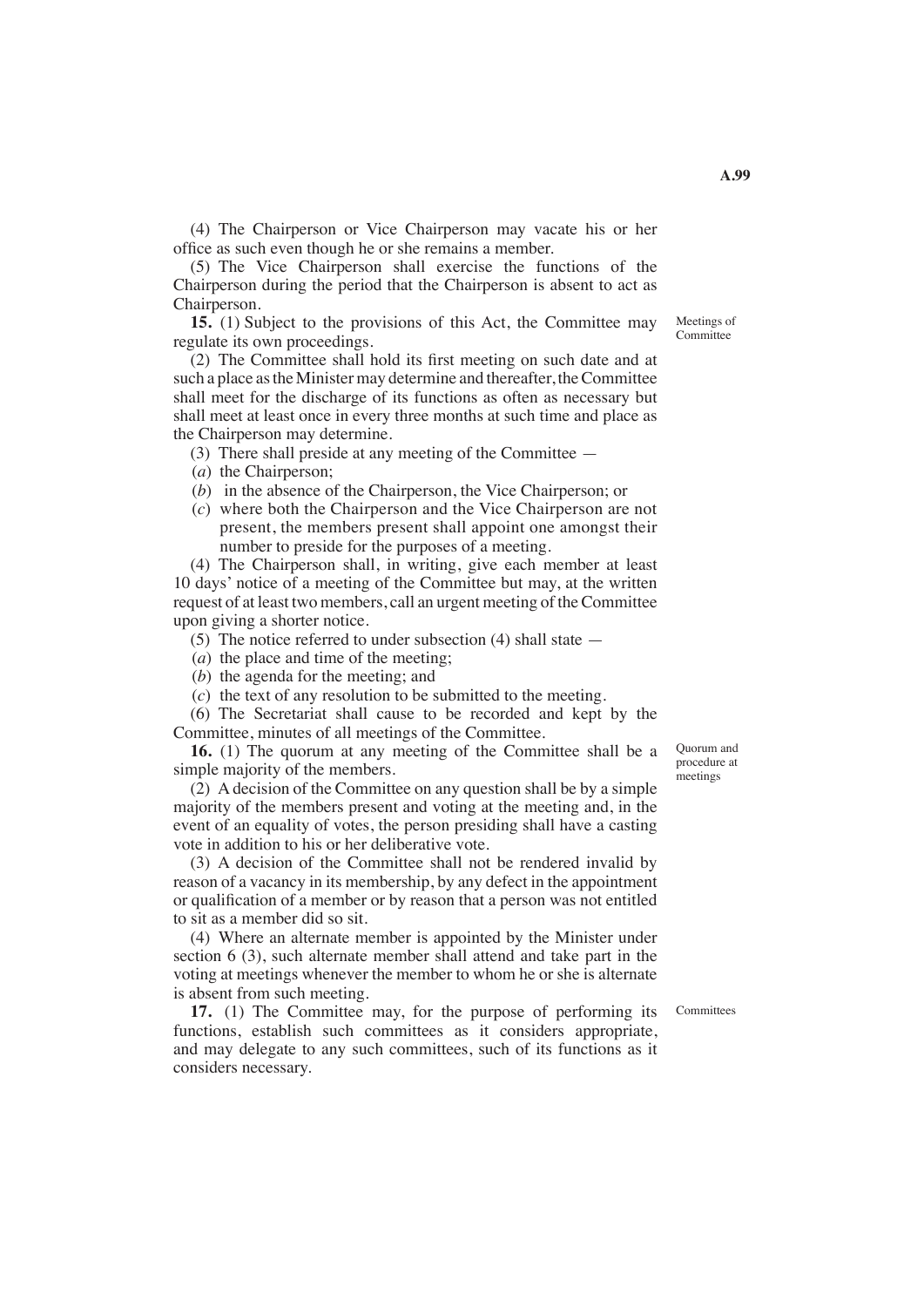(4) The Chairperson or Vice Chairperson may vacate his or her office as such even though he or she remains a member.

(5) The Vice Chairperson shall exercise the functions of the Chairperson during the period that the Chairperson is absent to act as Chairperson.

Meetings of Committee

**15.** (1) Subject to the provisions of this Act, the Committee may regulate its own proceedings.

(2) The Committee shall hold its first meeting on such date and at such a place as the Minister may determine and thereafter, the Committee shall meet for the discharge of its functions as often as necessary but shall meet at least once in every three months at such time and place as the Chairperson may determine.

(3) There shall preside at any meeting of the Committee —

(*a*) the Chairperson;

(*b*) in the absence of the Chairperson, the Vice Chairperson; or

(*c*) where both the Chairperson and the Vice Chairperson are not present, the members present shall appoint one amongst their number to preside for the purposes of a meeting.

(4) The Chairperson shall, in writing, give each member at least 10 days' notice of a meeting of the Committee but may, at the written request of at least two members, call an urgent meeting of the Committee upon giving a shorter notice.

(5) The notice referred to under subsection (4) shall state —

(*a*) the place and time of the meeting;

(*b*) the agenda for the meeting; and

(*c*) the text of any resolution to be submitted to the meeting.

(6) The Secretariat shall cause to be recorded and kept by the Committee, minutes of all meetings of the Committee.

Quorum and procedure at meetings

**16.** (1) The quorum at any meeting of the Committee shall be a simple majority of the members.

(2) A decision of the Committee on any question shall be by a simple majority of the members present and voting at the meeting and, in the event of an equality of votes, the person presiding shall have a casting vote in addition to his or her deliberative vote.

(3) A decision of the Committee shall not be rendered invalid by reason of a vacancy in its membership, by any defect in the appointment or qualification of a member or by reason that a person was not entitled to sit as a member did so sit.

(4) Where an alternate member is appointed by the Minister under section 6 (3), such alternate member shall attend and take part in the voting at meetings whenever the member to whom he or she is alternate is absent from such meeting.

Committees

**17.** (1) The Committee may, for the purpose of performing its functions, establish such committees as it considers appropriate, and may delegate to any such committees, such of its functions as it considers necessary.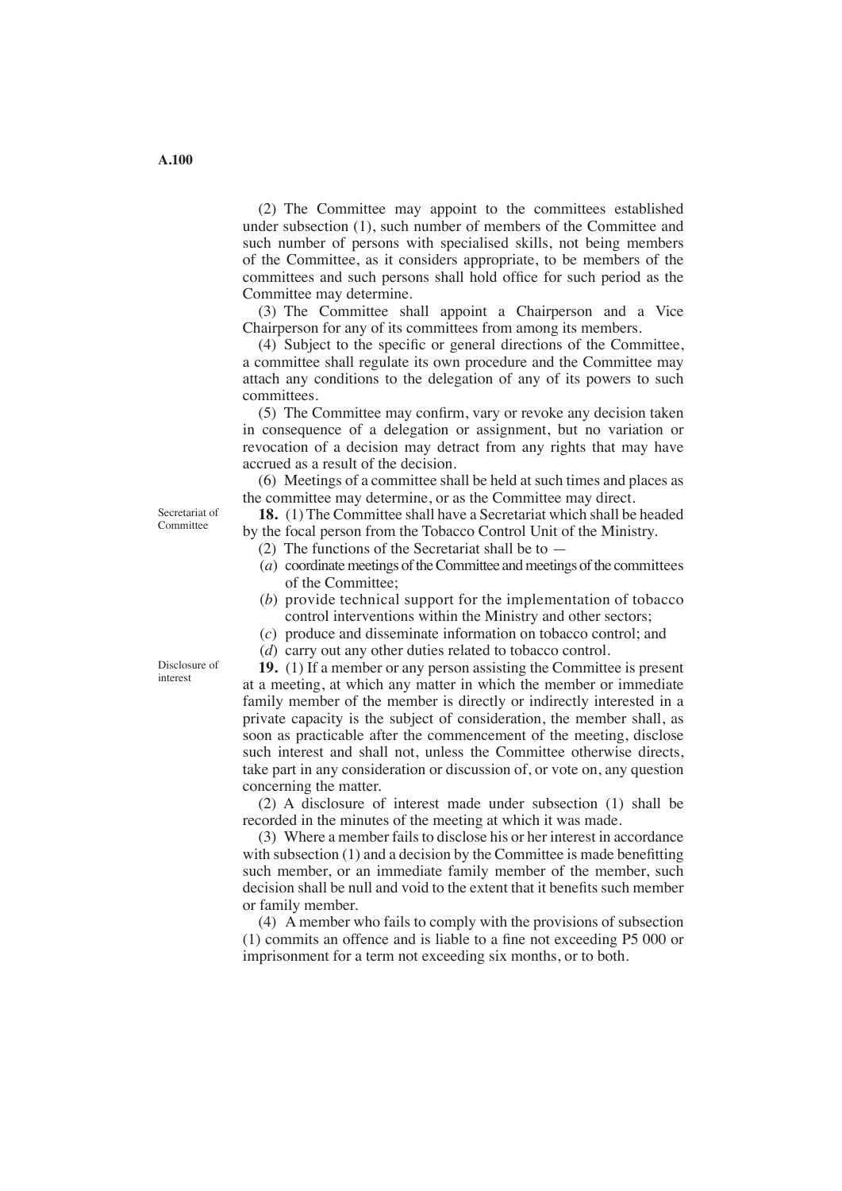(2) The Committee may appoint to the committees established under subsection (1), such number of members of the Committee and such number of persons with specialised skills, not being members of the Committee, as it considers appropriate, to be members of the committees and such persons shall hold office for such period as the Committee may determine.

(3) The Committee shall appoint a Chairperson and a Vice Chairperson for any of its committees from among its members.

(4) Subject to the specific or general directions of the Committee, a committee shall regulate its own procedure and the Committee may attach any conditions to the delegation of any of its powers to such committees.

(5) The Committee may confirm, vary or revoke any decision taken in consequence of a delegation or assignment, but no variation or revocation of a decision may detract from any rights that may have accrued as a result of the decision.

(6) Meetings of a committee shall be held at such times and places as the committee may determine, or as the Committee may direct.

*Secretariat of Committee*

**18.** (1) The Committee shall have a Secretariat which shall be headed by the focal person from the Tobacco Control Unit of the Ministry.

(2) The functions of the Secretariat shall be to —

(*a*) coordinate meetings of the Committee and meetings of the committees of the Committee;

(*b*) provide technical support for the implementation of tobacco control interventions within the Ministry and other sectors;

(*c*) produce and disseminate information on tobacco control; and

(*d*) carry out any other duties related to tobacco control.

*Disclosure of interest*

**19.** (1) If a member or any person assisting the Committee is present at a meeting, at which any matter in which the member or immediate family member of the member is directly or indirectly interested in a private capacity is the subject of consideration, the member shall, as soon as practicable after the commencement of the meeting, disclose such interest and shall not, unless the Committee otherwise directs, take part in any consideration or discussion of, or vote on, any question concerning the matter.

(2) A disclosure of interest made under subsection (1) shall be recorded in the minutes of the meeting at which it was made.

(3) Where a member fails to disclose his or her interest in accordance with subsection (1) and a decision by the Committee is made benefitting such member, or an immediate family member of the member, such decision shall be null and void to the extent that it benefits such member or family member.

(4) A member who fails to comply with the provisions of subsection (1) commits an offence and is liable to a fine not exceeding P5 000 or imprisonment for a term not exceeding six months, or to both.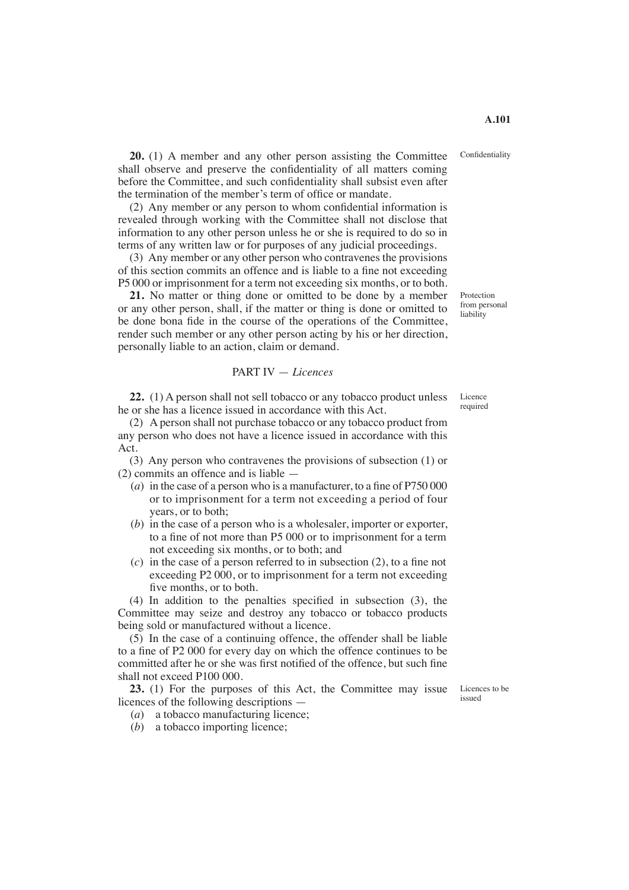**20.** (1) A member and any other person assisting the Committee shall observe and preserve the confidentiality of all matters coming before the Committee, and such confidentiality shall subsist even after the termination of the member's term of office or mandate.

Confidentiality

(2) Any member or any person to whom confidential information is revealed through working with the Committee shall not disclose that information to any other person unless he or she is required to do so in terms of any written law or for purposes of any judicial proceedings.

(3) Any member or any other person who contravenes the provisions of this section commits an offence and is liable to a fine not exceeding P5 000 or imprisonment for a term not exceeding six months, or to both.

**21.** No matter or thing done or omitted to be done by a member or any other person, shall, if the matter or thing is done or omitted to be done bona fide in the course of the operations of the Committee, render such member or any other person acting by his or her direction, personally liable to an action, claim or demand.

Protection from personal liability

## PART IV — *Licences*

**22.** (1) A person shall not sell tobacco or any tobacco product unless he or she has a licence issued in accordance with this Act.

Licence required

(2) A person shall not purchase tobacco or any tobacco product from any person who does not have a licence issued in accordance with this Act.

(3) Any person who contravenes the provisions of subsection (1) or (2) commits an offence and is liable —

(*a*) in the case of a person who is a manufacturer, to a fine of P750 000 or to imprisonment for a term not exceeding a period of four years, or to both;

(*b*) in the case of a person who is a wholesaler, importer or exporter, to a fine of not more than P5 000 or to imprisonment for a term not exceeding six months, or to both; and

(*c*) in the case of a person referred to in subsection (2), to a fine not exceeding P2 000, or to imprisonment for a term not exceeding five months, or to both.

(4) In addition to the penalties specified in subsection (3), the Committee may seize and destroy any tobacco or tobacco products being sold or manufactured without a licence.

(5) In the case of a continuing offence, the offender shall be liable to a fine of P2 000 for every day on which the offence continues to be committed after he or she was first notified of the offence, but such fine shall not exceed P100 000.

**23.** (1) For the purposes of this Act, the Committee may issue licences of the following descriptions —

Licences to be issued

(*a*) a tobacco manufacturing licence;

(*b*) a tobacco importing licence;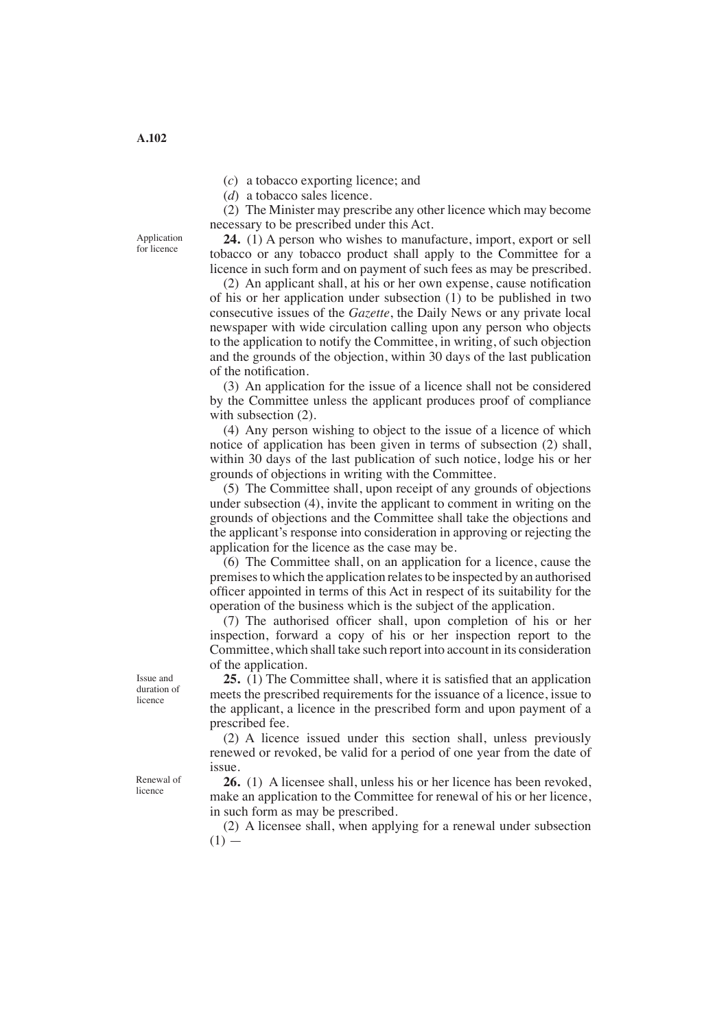(*c*) a tobacco exporting licence; and

(*d*) a tobacco sales licence.

(2) The Minister may prescribe any other licence which may become necessary to be prescribed under this Act.

Application for licence

**24.** (1) A person who wishes to manufacture, import, export or sell tobacco or any tobacco product shall apply to the Committee for a licence in such form and on payment of such fees as may be prescribed.

(2) An applicant shall, at his or her own expense, cause notification of his or her application under subsection (1) to be published in two consecutive issues of the *Gazette*, the Daily News or any private local newspaper with wide circulation calling upon any person who objects to the application to notify the Committee, in writing, of such objection and the grounds of the objection, within 30 days of the last publication of the notification.

(3) An application for the issue of a licence shall not be considered by the Committee unless the applicant produces proof of compliance with subsection (2).

(4) Any person wishing to object to the issue of a licence of which notice of application has been given in terms of subsection (2) shall, within 30 days of the last publication of such notice, lodge his or her grounds of objections in writing with the Committee.

(5) The Committee shall, upon receipt of any grounds of objections under subsection (4), invite the applicant to comment in writing on the grounds of objections and the Committee shall take the objections and the applicant's response into consideration in approving or rejecting the application for the licence as the case may be.

(6) The Committee shall, on an application for a licence, cause the premises to which the application relates to be inspected by an authorised officer appointed in terms of this Act in respect of its suitability for the operation of the business which is the subject of the application.

(7) The authorised officer shall, upon completion of his or her inspection, forward a copy of his or her inspection report to the Committee, which shall take such report into account in its consideration of the application.

Issue and duration of licence

**25.** (1) The Committee shall, where it is satisfied that an application meets the prescribed requirements for the issuance of a licence, issue to the applicant, a licence in the prescribed form and upon payment of a prescribed fee.

(2) A licence issued under this section shall, unless previously renewed or revoked, be valid for a period of one year from the date of issue.

Renewal of licence

**26.** (1) A licensee shall, unless his or her licence has been revoked, make an application to the Committee for renewal of his or her licence, in such form as may be prescribed.

(2) A licensee shall, when applying for a renewal under subsection (1) —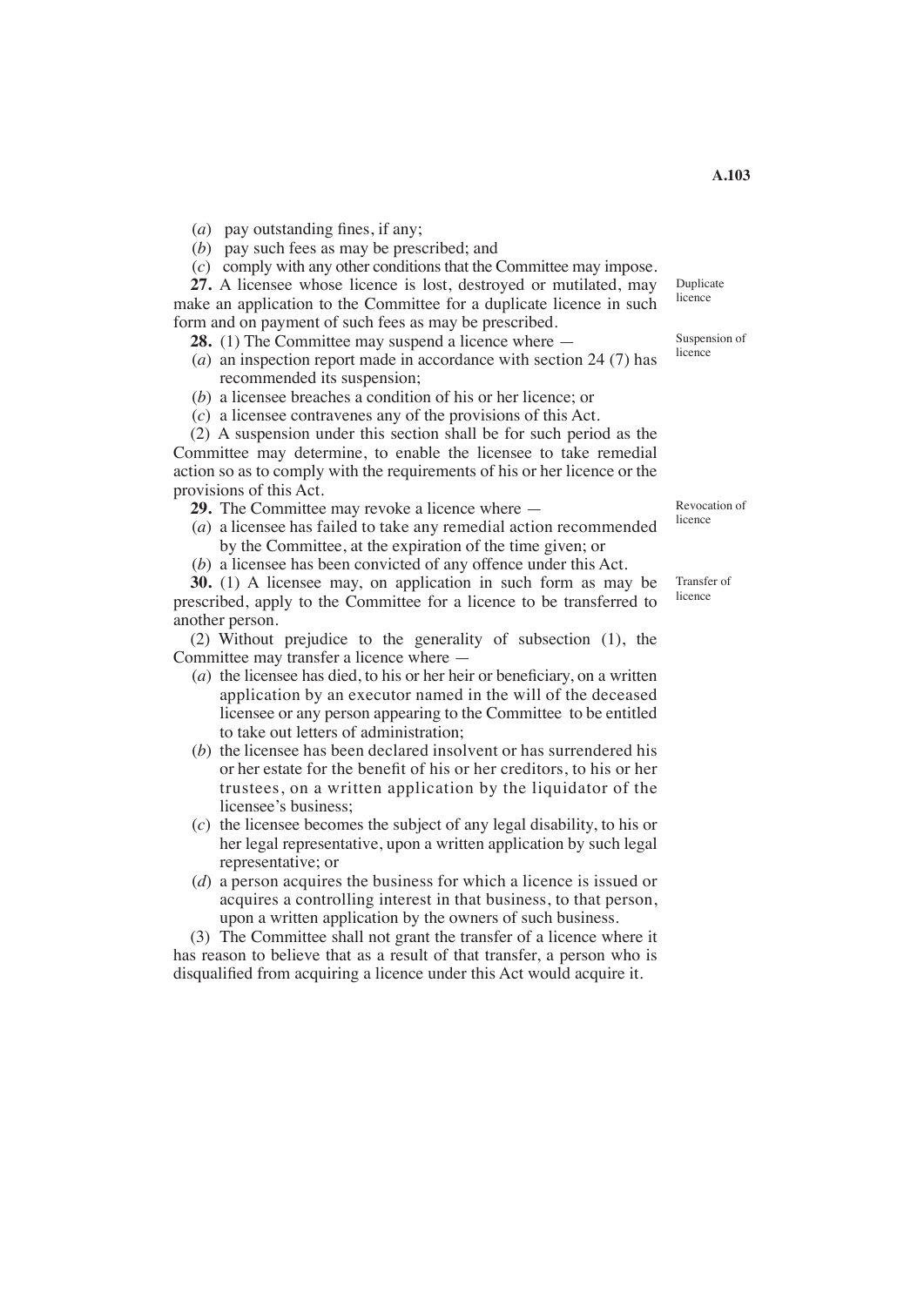(*a*) pay outstanding fines, if any;

(*b*) pay such fees as may be prescribed; and

(*c*) comply with any other conditions that the Committee may impose.

Duplicate licence

**27.** A licensee whose licence is lost, destroyed or mutilated, may make an application to the Committee for a duplicate licence in such form and on payment of such fees as may be prescribed.

Suspension of licence

**28.** (1) The Committee may suspend a licence where —

(*a*) an inspection report made in accordance with section 24 (7) has recommended its suspension;

(*b*) a licensee breaches a condition of his or her licence; or

(*c*) a licensee contravenes any of the provisions of this Act.

(2) A suspension under this section shall be for such period as the Committee may determine, to enable the licensee to take remedial action so as to comply with the requirements of his or her licence or the provisions of this Act.

Revocation of licence

**29.** The Committee may revoke a licence where —

(*a*) a licensee has failed to take any remedial action recommended by the Committee, at the expiration of the time given; or

(*b*) a licensee has been convicted of any offence under this Act.

Transfer of licence

**30.** (1) A licensee may, on application in such form as may be prescribed, apply to the Committee for a licence to be transferred to another person.

(2) Without prejudice to the generality of subsection (1), the Committee may transfer a licence where —

(*a*) the licensee has died, to his or her heir or beneficiary, on a written application by an executor named in the will of the deceased licensee or any person appearing to the Committee to be entitled to take out letters of administration;

(*b*) the licensee has been declared insolvent or has surrendered his or her estate for the benefit of his or her creditors, to his or her trustees, on a written application by the liquidator of the licensee's business;

(*c*) the licensee becomes the subject of any legal disability, to his or her legal representative, upon a written application by such legal representative; or

(*d*) a person acquires the business for which a licence is issued or acquires a controlling interest in that business, to that person, upon a written application by the owners of such business.

(3) The Committee shall not grant the transfer of a licence where it has reason to believe that as a result of that transfer, a person who is disqualified from acquiring a licence under this Act would acquire it.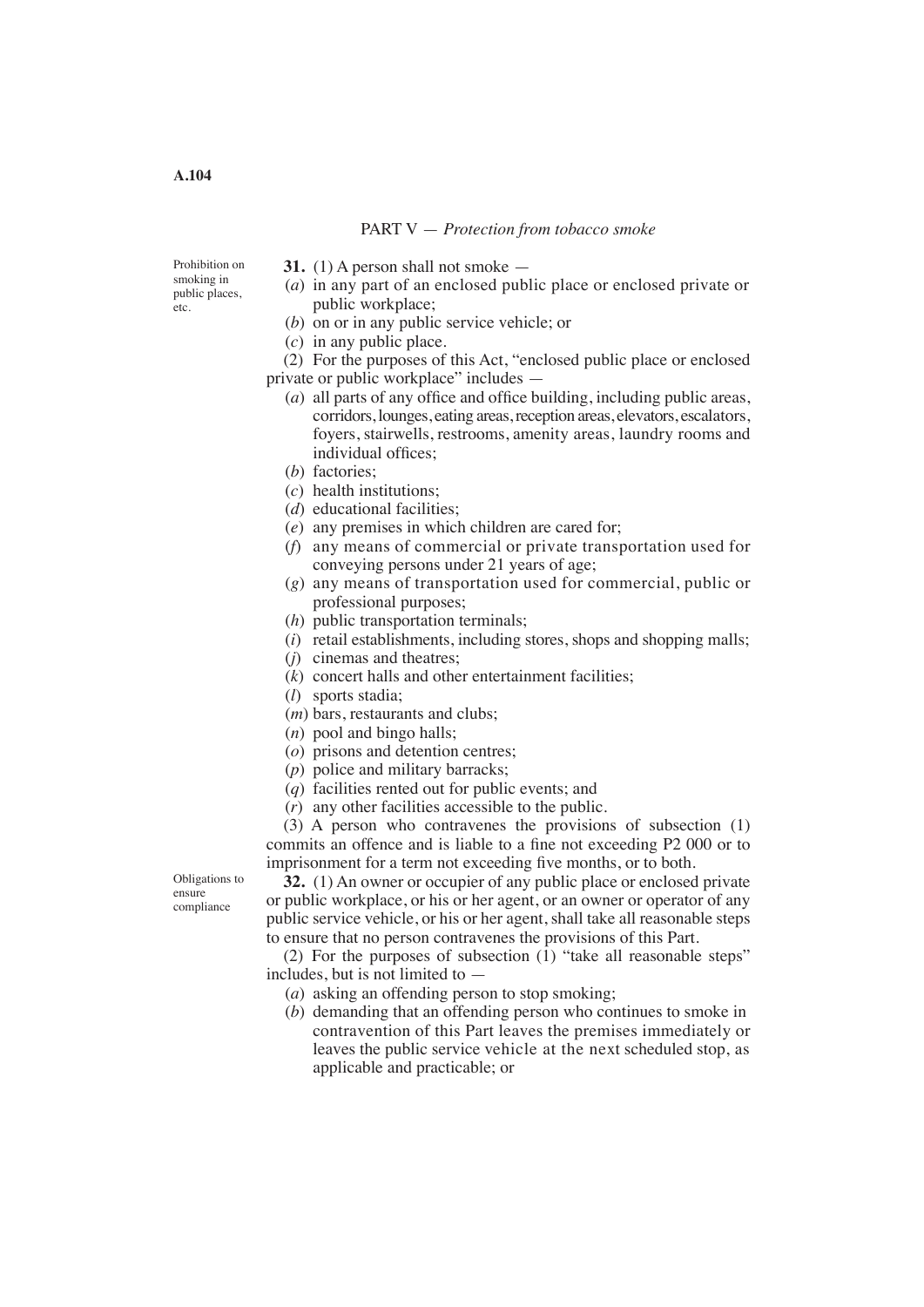## PART V — *Protection from tobacco smoke*

Prohibition on smoking in public places, etc.

**31.** (1) A person shall not smoke —

(*a*) in any part of an enclosed public place or enclosed private or public workplace;

(*b*) on or in any public service vehicle; or

(*c*) in any public place.

(2) For the purposes of this Act, "enclosed public place or enclosed private or public workplace" includes —

(*a*) all parts of any office and office building, including public areas, corridors, lounges, eating areas, reception areas, elevators, escalators, foyers, stairwells, restrooms, amenity areas, laundry rooms and individual offices;

(*b*) factories;

(*c*) health institutions;

(*d*) educational facilities;

(*e*) any premises in which children are cared for;

(*f*) any means of commercial or private transportation used for conveying persons under 21 years of age;

(*g*) any means of transportation used for commercial, public or professional purposes;

(*h*) public transportation terminals;

(*i*) retail establishments, including stores, shops and shopping malls;

(*j*) cinemas and theatres;

(*k*) concert halls and other entertainment facilities;

(*l*) sports stadia;

(*m*) bars, restaurants and clubs;

(*n*) pool and bingo halls;

(*o*) prisons and detention centres;

(*p*) police and military barracks;

(*q*) facilities rented out for public events; and

(*r*) any other facilities accessible to the public.

(3) A person who contravenes the provisions of subsection (1) commits an offence and is liable to a fine not exceeding P2 000 or to imprisonment for a term not exceeding five months, or to both.

Obligations to ensure compliance

**32.** (1) An owner or occupier of any public place or enclosed private or public workplace, or his or her agent, or an owner or operator of any public service vehicle, or his or her agent, shall take all reasonable steps to ensure that no person contravenes the provisions of this Part.

(2) For the purposes of subsection (1) "take all reasonable steps" includes, but is not limited to —

(*a*) asking an offending person to stop smoking;

(*b*) demanding that an offending person who continues to smoke in contravention of this Part leaves the premises immediately or leaves the public service vehicle at the next scheduled stop, as applicable and practicable; or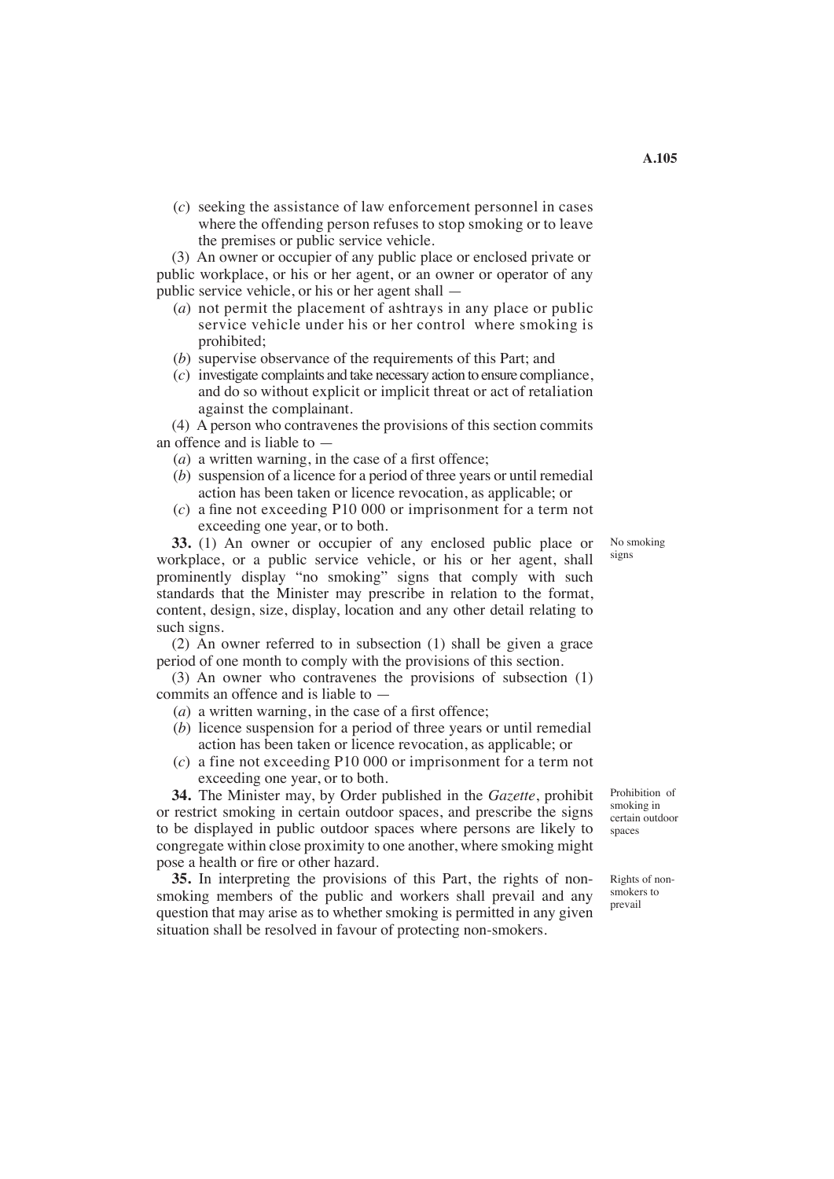(*c*) seeking the assistance of law enforcement personnel in cases where the offending person refuses to stop smoking or to leave the premises or public service vehicle.

(3) An owner or occupier of any public place or enclosed private or public workplace, or his or her agent, or an owner or operator of any public service vehicle, or his or her agent shall —

(*a*) not permit the placement of ashtrays in any place or public service vehicle under his or her control where smoking is prohibited;

(*b*) supervise observance of the requirements of this Part; and

(*c*) investigate complaints and take necessary action to ensure compliance, and do so without explicit or implicit threat or act of retaliation against the complainant.

(4) A person who contravenes the provisions of this section commits an offence and is liable to —

(*a*) a written warning, in the case of a first offence;

(*b*) suspension of a licence for a period of three years or until remedial action has been taken or licence revocation, as applicable; or

(*c*) a fine not exceeding P10 000 or imprisonment for a term not exceeding one year, or to both.

*No smoking signs*

**33.** (1) An owner or occupier of any enclosed public place or workplace, or a public service vehicle, or his or her agent, shall prominently display "no smoking" signs that comply with such standards that the Minister may prescribe in relation to the format, content, design, size, display, location and any other detail relating to such signs.

(2) An owner referred to in subsection (1) shall be given a grace period of one month to comply with the provisions of this section.

(3) An owner who contravenes the provisions of subsection (1) commits an offence and is liable to —

(*a*) a written warning, in the case of a first offence;

(*b*) licence suspension for a period of three years or until remedial action has been taken or licence revocation, as applicable; or

(*c*) a fine not exceeding P10 000 or imprisonment for a term not exceeding one year, or to both.

*Prohibition of smoking in certain outdoor spaces*

**34.** The Minister may, by Order published in the *Gazette*, prohibit or restrict smoking in certain outdoor spaces, and prescribe the signs to be displayed in public outdoor spaces where persons are likely to congregate within close proximity to one another, where smoking might pose a health or fire or other hazard.

*Rights of non-smokers to prevail*

**35.** In interpreting the provisions of this Part, the rights of non-smoking members of the public and workers shall prevail and any question that may arise as to whether smoking is permitted in any given situation shall be resolved in favour of protecting non-smokers.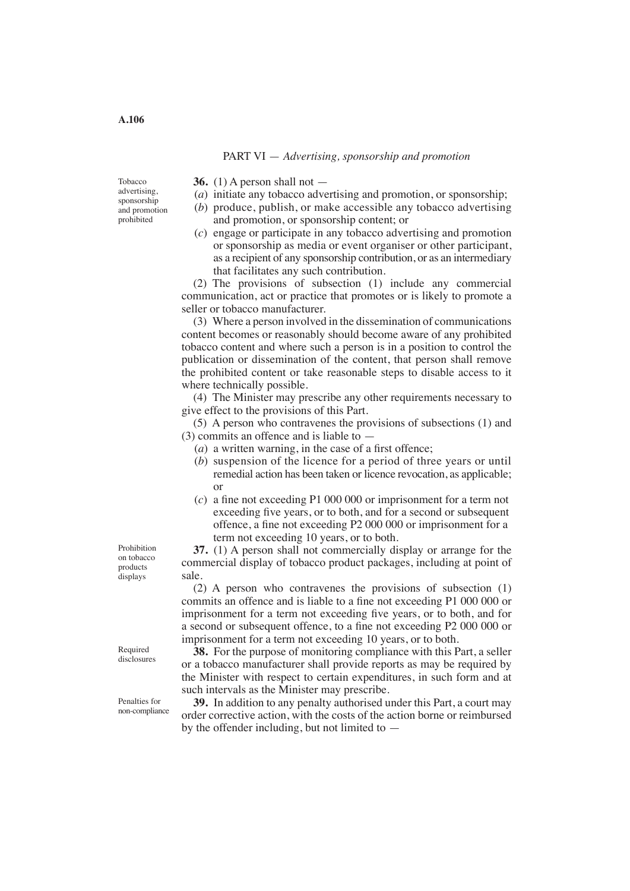## PART VI — *Advertising, sponsorship and promotion*

Tobacco advertising, sponsorship and promotion prohibited

**36.** (1) A person shall not —

(*a*) initiate any tobacco advertising and promotion, or sponsorship;

(*b*) produce, publish, or make accessible any tobacco advertising and promotion, or sponsorship content; or

(*c*) engage or participate in any tobacco advertising and promotion or sponsorship as media or event organiser or other participant, as a recipient of any sponsorship contribution, or as an intermediary that facilitates any such contribution.

(2) The provisions of subsection (1) include any commercial communication, act or practice that promotes or is likely to promote a seller or tobacco manufacturer.

(3) Where a person involved in the dissemination of communications content becomes or reasonably should become aware of any prohibited tobacco content and where such a person is in a position to control the publication or dissemination of the content, that person shall remove the prohibited content or take reasonable steps to disable access to it where technically possible.

(4) The Minister may prescribe any other requirements necessary to give effect to the provisions of this Part.

(5) A person who contravenes the provisions of subsections (1) and (3) commits an offence and is liable to —

(*a*) a written warning, in the case of a first offence;

(*b*) suspension of the licence for a period of three years or until remedial action has been taken or licence revocation, as applicable; or

(*c*) a fine not exceeding P1 000 000 or imprisonment for a term not exceeding five years, or to both, and for a second or subsequent offence, a fine not exceeding P2 000 000 or imprisonment for a term not exceeding 10 years, or to both.

Prohibition on tobacco products displays

**37.** (1) A person shall not commercially display or arrange for the commercial display of tobacco product packages, including at point of sale.

(2) A person who contravenes the provisions of subsection (1) commits an offence and is liable to a fine not exceeding P1 000 000 or imprisonment for a term not exceeding five years, or to both, and for a second or subsequent offence, to a fine not exceeding P2 000 000 or imprisonment for a term not exceeding 10 years, or to both.

Required disclosures

**38.** For the purpose of monitoring compliance with this Part, a seller or a tobacco manufacturer shall provide reports as may be required by the Minister with respect to certain expenditures, in such form and at such intervals as the Minister may prescribe.

Penalties for non-compliance

**39.** In addition to any penalty authorised under this Part, a court may order corrective action, with the costs of the action borne or reimbursed by the offender including, but not limited to —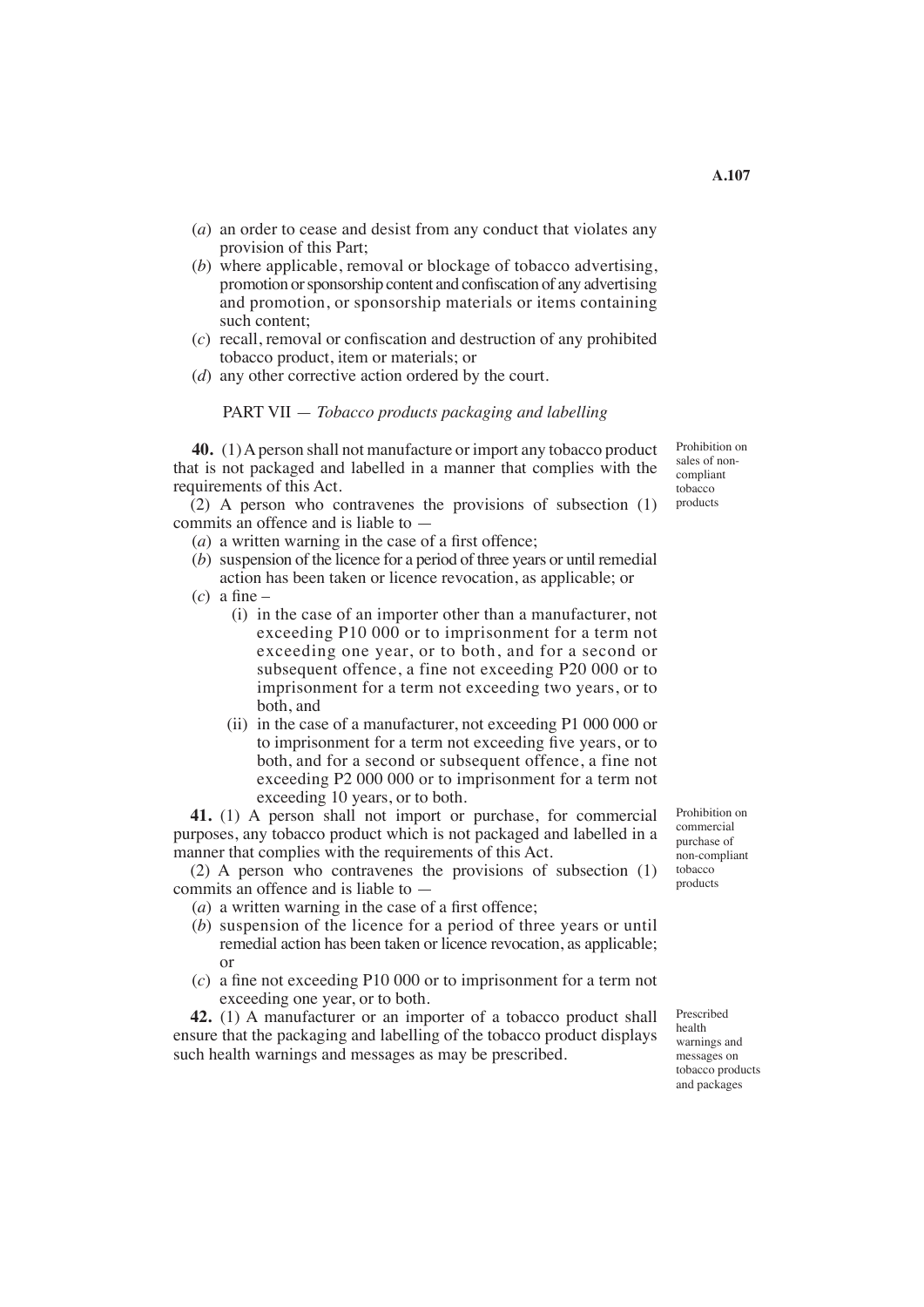(*a*) an order to cease and desist from any conduct that violates any provision of this Part;

(*b*) where applicable, removal or blockage of tobacco advertising, promotion or sponsorship content and confiscation of any advertising and promotion, or sponsorship materials or items containing such content;

(*c*) recall, removal or confiscation and destruction of any prohibited tobacco product, item or materials; or

(*d*) any other corrective action ordered by the court.

## PART VII — *Tobacco products packaging and labelling*

**40.** (1) A person shall not manufacture or import any tobacco product that is not packaged and labelled in a manner that complies with the requirements of this Act.

*Prohibition on sales of non-compliant tobacco products*

(2) A person who contravenes the provisions of subsection (1) commits an offence and is liable to —

(*a*) a written warning in the case of a first offence;

(*b*) suspension of the licence for a period of three years or until remedial action has been taken or licence revocation, as applicable; or

(*c*) a fine –

(i) in the case of an importer other than a manufacturer, not exceeding P10 000 or to imprisonment for a term not exceeding one year, or to both, and for a second or subsequent offence, a fine not exceeding P20 000 or to imprisonment for a term not exceeding two years, or to both, and

(ii) in the case of a manufacturer, not exceeding P1 000 000 or to imprisonment for a term not exceeding five years, or to both, and for a second or subsequent offence, a fine not exceeding P2 000 000 or to imprisonment for a term not exceeding 10 years, or to both.

**41.** (1) A person shall not import or purchase, for commercial purposes, any tobacco product which is not packaged and labelled in a manner that complies with the requirements of this Act.

*Prohibition on commercial purchase of non-compliant tobacco products*

(2) A person who contravenes the provisions of subsection (1) commits an offence and is liable to —

(*a*) a written warning in the case of a first offence;

(*b*) suspension of the licence for a period of three years or until remedial action has been taken or licence revocation, as applicable; or

(*c*) a fine not exceeding P10 000 or to imprisonment for a term not exceeding one year, or to both.

**42.** (1) A manufacturer or an importer of a tobacco product shall ensure that the packaging and labelling of the tobacco product displays such health warnings and messages as may be prescribed.

*Prescribed health warnings and messages on tobacco products and packages*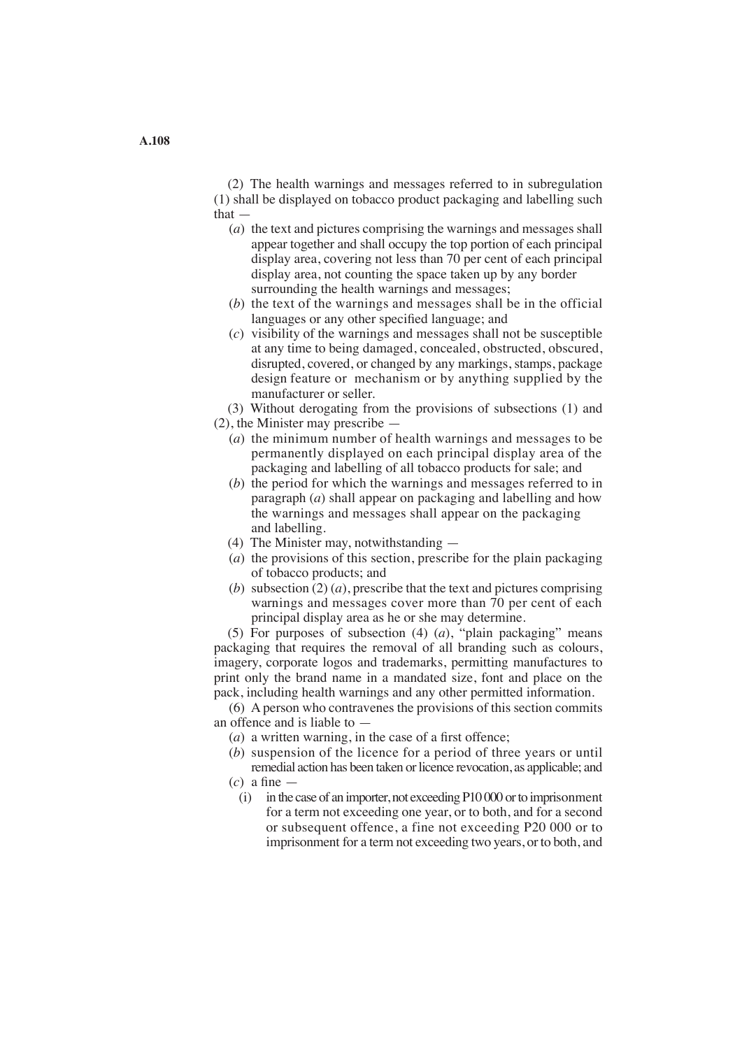(2) The health warnings and messages referred to in subregulation (1) shall be displayed on tobacco product packaging and labelling such that —

(*a*) the text and pictures comprising the warnings and messages shall appear together and shall occupy the top portion of each principal display area, covering not less than 70 per cent of each principal display area, not counting the space taken up by any border surrounding the health warnings and messages;

(*b*) the text of the warnings and messages shall be in the official languages or any other specified language; and

(*c*) visibility of the warnings and messages shall not be susceptible at any time to being damaged, concealed, obstructed, obscured, disrupted, covered, or changed by any markings, stamps, package design feature or mechanism or by anything supplied by the manufacturer or seller.

(3) Without derogating from the provisions of subsections (1) and (2), the Minister may prescribe —

(*a*) the minimum number of health warnings and messages to be permanently displayed on each principal display area of the packaging and labelling of all tobacco products for sale; and

(*b*) the period for which the warnings and messages referred to in paragraph (*a*) shall appear on packaging and labelling and how the warnings and messages shall appear on the packaging and labelling.

(4) The Minister may, notwithstanding —

(*a*) the provisions of this section, prescribe for the plain packaging of tobacco products; and

(*b*) subsection (2) (*a*), prescribe that the text and pictures comprising warnings and messages cover more than 70 per cent of each principal display area as he or she may determine.

(5) For purposes of subsection (4) (*a*), "plain packaging" means packaging that requires the removal of all branding such as colours, imagery, corporate logos and trademarks, permitting manufactures to print only the brand name in a mandated size, font and place on the pack, including health warnings and any other permitted information.

(6) A person who contravenes the provisions of this section commits an offence and is liable to —

(*a*) a written warning, in the case of a first offence;

(*b*) suspension of the licence for a period of three years or until remedial action has been taken or licence revocation, as applicable; and

(*c*) a fine —

(i) in the case of an importer, not exceeding P10 000 or to imprisonment for a term not exceeding one year, or to both, and for a second or subsequent offence, a fine not exceeding P20 000 or to imprisonment for a term not exceeding two years, or to both, and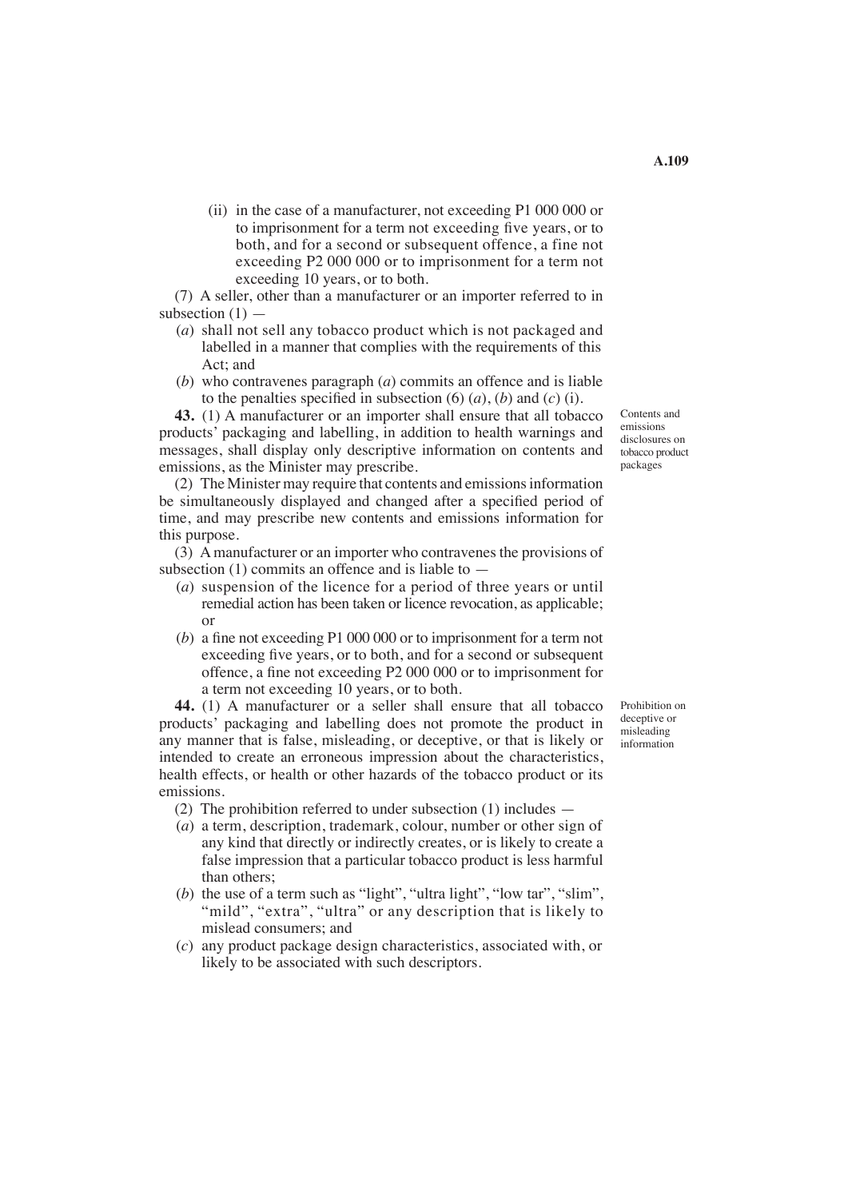(ii) in the case of a manufacturer, not exceeding P1 000 000 or to imprisonment for a term not exceeding five years, or to both, and for a second or subsequent offence, a fine not exceeding P2 000 000 or to imprisonment for a term not exceeding 10 years, or to both.

(7) A seller, other than a manufacturer or an importer referred to in subsection (1) —

(*a*) shall not sell any tobacco product which is not packaged and labelled in a manner that complies with the requirements of this Act; and

(*b*) who contravenes paragraph (*a*) commits an offence and is liable to the penalties specified in subsection (6) (*a*), (*b*) and (*c*) (i).

*Contents and emissions disclosures on tobacco product packages*

**43.** (1) A manufacturer or an importer shall ensure that all tobacco products' packaging and labelling, in addition to health warnings and messages, shall display only descriptive information on contents and emissions, as the Minister may prescribe.

(2) The Minister may require that contents and emissions information be simultaneously displayed and changed after a specified period of time, and may prescribe new contents and emissions information for this purpose.

(3) A manufacturer or an importer who contravenes the provisions of subsection (1) commits an offence and is liable to —

(*a*) suspension of the licence for a period of three years or until remedial action has been taken or licence revocation, as applicable; or

(*b*) a fine not exceeding P1 000 000 or to imprisonment for a term not exceeding five years, or to both, and for a second or subsequent offence, a fine not exceeding P2 000 000 or to imprisonment for a term not exceeding 10 years, or to both.

*Prohibition on deceptive or misleading information*

**44.** (1) A manufacturer or a seller shall ensure that all tobacco products' packaging and labelling does not promote the product in any manner that is false, misleading, or deceptive, or that is likely or intended to create an erroneous impression about the characteristics, health effects, or health or other hazards of the tobacco product or its emissions.

(2) The prohibition referred to under subsection (1) includes —

(*a*) a term, description, trademark, colour, number or other sign of any kind that directly or indirectly creates, or is likely to create a false impression that a particular tobacco product is less harmful than others;

(*b*) the use of a term such as "light", "ultra light", "low tar", "slim", "mild", "extra", "ultra" or any description that is likely to mislead consumers; and

(*c*) any product package design characteristics, associated with, or likely to be associated with such descriptors.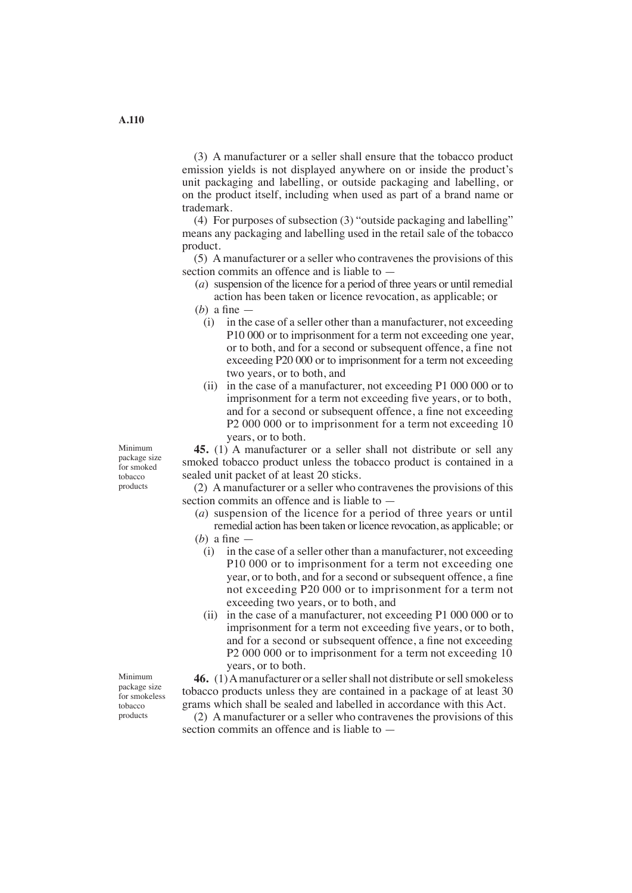(3) A manufacturer or a seller shall ensure that the tobacco product emission yields is not displayed anywhere on or inside the product's unit packaging and labelling, or outside packaging and labelling, or on the product itself, including when used as part of a brand name or trademark.

(4) For purposes of subsection (3) "outside packaging and labelling" means any packaging and labelling used in the retail sale of the tobacco product.

(5) A manufacturer or a seller who contravenes the provisions of this section commits an offence and is liable to —

(*a*) suspension of the licence for a period of three years or until remedial action has been taken or licence revocation, as applicable; or

(*b*) a fine —

(i) in the case of a seller other than a manufacturer, not exceeding P10 000 or to imprisonment for a term not exceeding one year, or to both, and for a second or subsequent offence, a fine not exceeding P20 000 or to imprisonment for a term not exceeding two years, or to both, and

(ii) in the case of a manufacturer, not exceeding P1 000 000 or to imprisonment for a term not exceeding five years, or to both, and for a second or subsequent offence, a fine not exceeding P2 000 000 or to imprisonment for a term not exceeding 10 years, or to both.

*Minimum package size for smoked tobacco products*

**45.** (1) A manufacturer or a seller shall not distribute or sell any smoked tobacco product unless the tobacco product is contained in a sealed unit packet of at least 20 sticks.

(2) A manufacturer or a seller who contravenes the provisions of this section commits an offence and is liable to —

(*a*) suspension of the licence for a period of three years or until remedial action has been taken or licence revocation, as applicable; or

(*b*) a fine —

(i) in the case of a seller other than a manufacturer, not exceeding P10 000 or to imprisonment for a term not exceeding one year, or to both, and for a second or subsequent offence, a fine not exceeding P20 000 or to imprisonment for a term not exceeding two years, or to both, and

(ii) in the case of a manufacturer, not exceeding P1 000 000 or to imprisonment for a term not exceeding five years, or to both, and for a second or subsequent offence, a fine not exceeding P2 000 000 or to imprisonment for a term not exceeding 10 years, or to both.

*Minimum package size for smokeless tobacco products*

**46.** (1) A manufacturer or a seller shall not distribute or sell smokeless tobacco products unless they are contained in a package of at least 30 grams which shall be sealed and labelled in accordance with this Act.

(2) A manufacturer or a seller who contravenes the provisions of this section commits an offence and is liable to —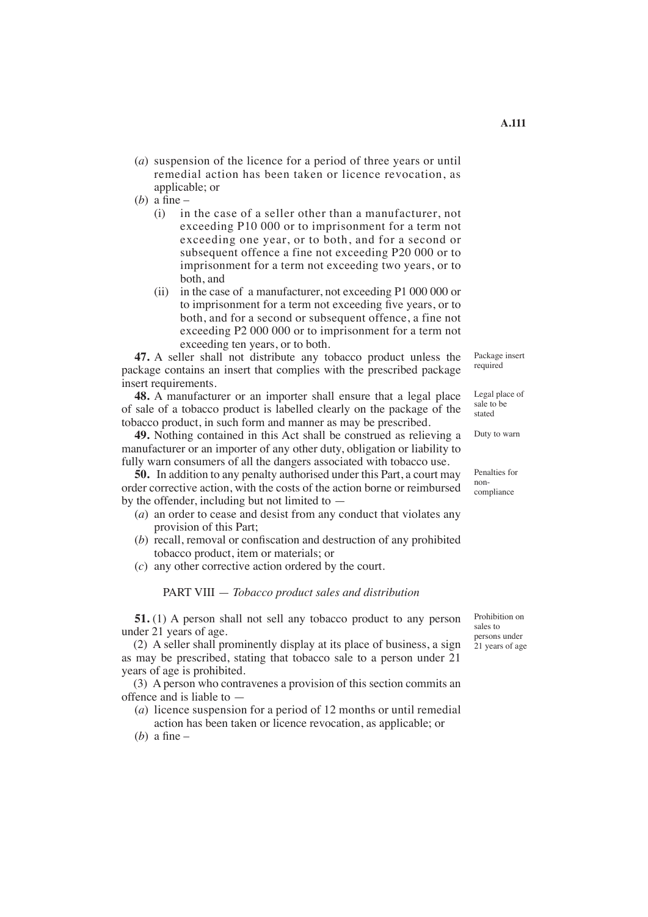(*a*) suspension of the licence for a period of three years or until remedial action has been taken or licence revocation, as applicable; or

(*b*) a fine –

(i) in the case of a seller other than a manufacturer, not exceeding P10 000 or to imprisonment for a term not exceeding one year, or to both, and for a second or subsequent offence a fine not exceeding P20 000 or to imprisonment for a term not exceeding two years, or to both, and

(ii) in the case of a manufacturer, not exceeding P1 000 000 or to imprisonment for a term not exceeding five years, or to both, and for a second or subsequent offence, a fine not exceeding P2 000 000 or to imprisonment for a term not exceeding ten years, or to both.

Package insert required

**47.** A seller shall not distribute any tobacco product unless the package contains an insert that complies with the prescribed package insert requirements.

Legal place of sale to be stated

**48.** A manufacturer or an importer shall ensure that a legal place of sale of a tobacco product is labelled clearly on the package of the tobacco product, in such form and manner as may be prescribed.

Duty to warn

**49.** Nothing contained in this Act shall be construed as relieving a manufacturer or an importer of any other duty, obligation or liability to fully warn consumers of all the dangers associated with tobacco use.

Penalties for non-compliance

**50.** In addition to any penalty authorised under this Part, a court may order corrective action, with the costs of the action borne or reimbursed by the offender, including but not limited to —

(*a*) an order to cease and desist from any conduct that violates any provision of this Part;

(*b*) recall, removal or confiscation and destruction of any prohibited tobacco product, item or materials; or

(*c*) any other corrective action ordered by the court.

## PART VIII — *Tobacco product sales and distribution*

Prohibition on sales to persons under 21 years of age

**51.** (1) A person shall not sell any tobacco product to any person under 21 years of age.

(2) A seller shall prominently display at its place of business, a sign as may be prescribed, stating that tobacco sale to a person under 21 years of age is prohibited.

(3) A person who contravenes a provision of this section commits an offence and is liable to —

(*a*) licence suspension for a period of 12 months or until remedial action has been taken or licence revocation, as applicable; or

(*b*) a fine –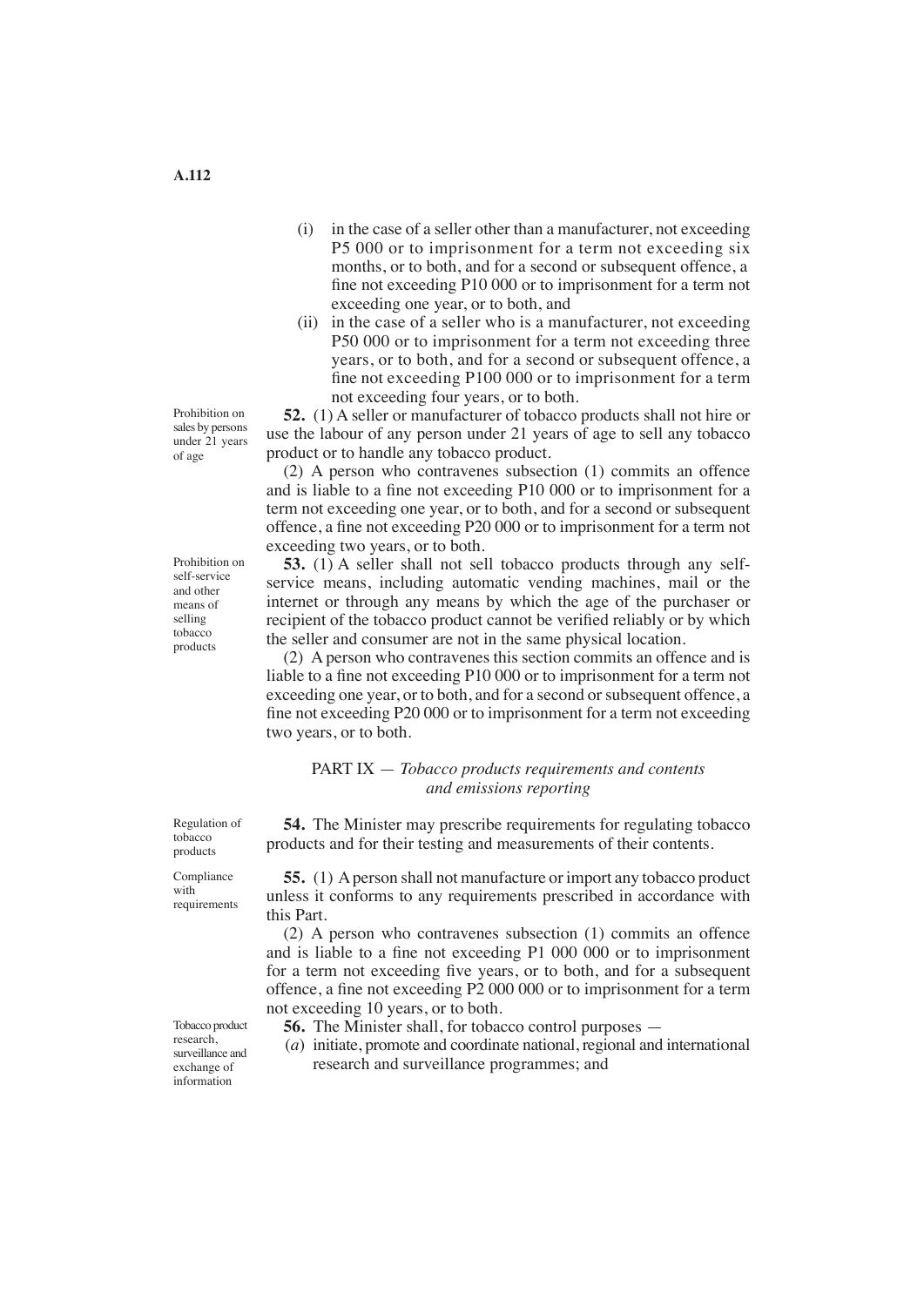(i) in the case of a seller other than a manufacturer, not exceeding P5 000 or to imprisonment for a term not exceeding six months, or to both, and for a second or subsequent offence, a fine not exceeding P10 000 or to imprisonment for a term not exceeding one year, or to both, and

(ii) in the case of a seller who is a manufacturer, not exceeding P50 000 or to imprisonment for a term not exceeding three years, or to both, and for a second or subsequent offence, a fine not exceeding P100 000 or to imprisonment for a term not exceeding four years, or to both.

*Prohibition on sales by persons under 21 years of age*

**52.** (1) A seller or manufacturer of tobacco products shall not hire or use the labour of any person under 21 years of age to sell any tobacco product or to handle any tobacco product.

(2) A person who contravenes subsection (1) commits an offence and is liable to a fine not exceeding P10 000 or to imprisonment for a term not exceeding one year, or to both, and for a second or subsequent offence, a fine not exceeding P20 000 or to imprisonment for a term not exceeding two years, or to both.

*Prohibition on self-service and other means of selling tobacco products*

**53.** (1) A seller shall not sell tobacco products through any self-service means, including automatic vending machines, mail or the internet or through any means by which the age of the purchaser or recipient of the tobacco product cannot be verified reliably or by which the seller and consumer are not in the same physical location.

(2) A person who contravenes this section commits an offence and is liable to a fine not exceeding P10 000 or to imprisonment for a term not exceeding one year, or to both, and for a second or subsequent offence, a fine not exceeding P20 000 or to imprisonment for a term not exceeding two years, or to both.

## PART IX — *Tobacco products requirements and contents and emissions reporting*

*Regulation of tobacco products*

**54.** The Minister may prescribe requirements for regulating tobacco products and for their testing and measurements of their contents.

*Compliance with requirements*

**55.** (1) A person shall not manufacture or import any tobacco product unless it conforms to any requirements prescribed in accordance with this Part.

(2) A person who contravenes subsection (1) commits an offence and is liable to a fine not exceeding P1 000 000 or to imprisonment for a term not exceeding five years, or to both, and for a subsequent offence, a fine not exceeding P2 000 000 or to imprisonment for a term not exceeding 10 years, or to both.

*Tobacco product research, surveillance and exchange of information*

**56.** The Minister shall, for tobacco control purposes —

(*a*) initiate, promote and coordinate national, regional and international research and surveillance programmes; and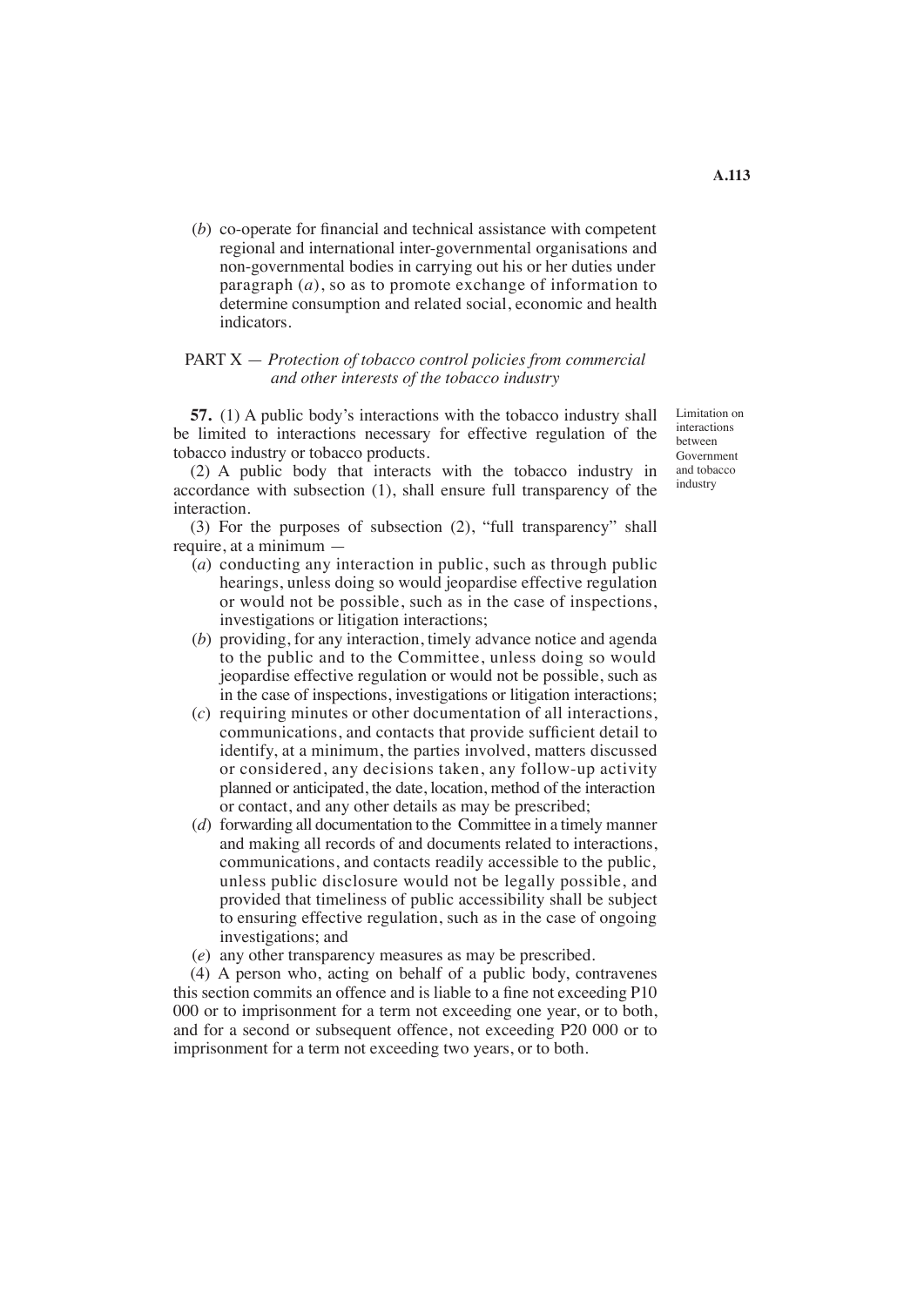(*b*) co-operate for financial and technical assistance with competent regional and international inter-governmental organisations and non-governmental bodies in carrying out his or her duties under paragraph (*a*), so as to promote exchange of information to determine consumption and related social, economic and health indicators.

## PART X — *Protection of tobacco control policies from commercial and other interests of the tobacco industry*

*Limitation on interactions between Government and tobacco industry*

**57.** (1) A public body's interactions with the tobacco industry shall be limited to interactions necessary for effective regulation of the tobacco industry or tobacco products.

(2) A public body that interacts with the tobacco industry in accordance with subsection (1), shall ensure full transparency of the interaction.

(3) For the purposes of subsection (2), "full transparency" shall require, at a minimum —

(*a*) conducting any interaction in public, such as through public hearings, unless doing so would jeopardise effective regulation or would not be possible, such as in the case of inspections, investigations or litigation interactions;

(*b*) providing, for any interaction, timely advance notice and agenda to the public and to the Committee, unless doing so would jeopardise effective regulation or would not be possible, such as in the case of inspections, investigations or litigation interactions;

(*c*) requiring minutes or other documentation of all interactions, communications, and contacts that provide sufficient detail to identify, at a minimum, the parties involved, matters discussed or considered, any decisions taken, any follow-up activity planned or anticipated, the date, location, method of the interaction or contact, and any other details as may be prescribed;

(*d*) forwarding all documentation to the Committee in a timely manner and making all records of and documents related to interactions, communications, and contacts readily accessible to the public, unless public disclosure would not be legally possible, and provided that timeliness of public accessibility shall be subject to ensuring effective regulation, such as in the case of ongoing investigations; and

(*e*) any other transparency measures as may be prescribed.

(4) A person who, acting on behalf of a public body, contravenes this section commits an offence and is liable to a fine not exceeding P10 000 or to imprisonment for a term not exceeding one year, or to both, and for a second or subsequent offence, not exceeding P20 000 or to imprisonment for a term not exceeding two years, or to both.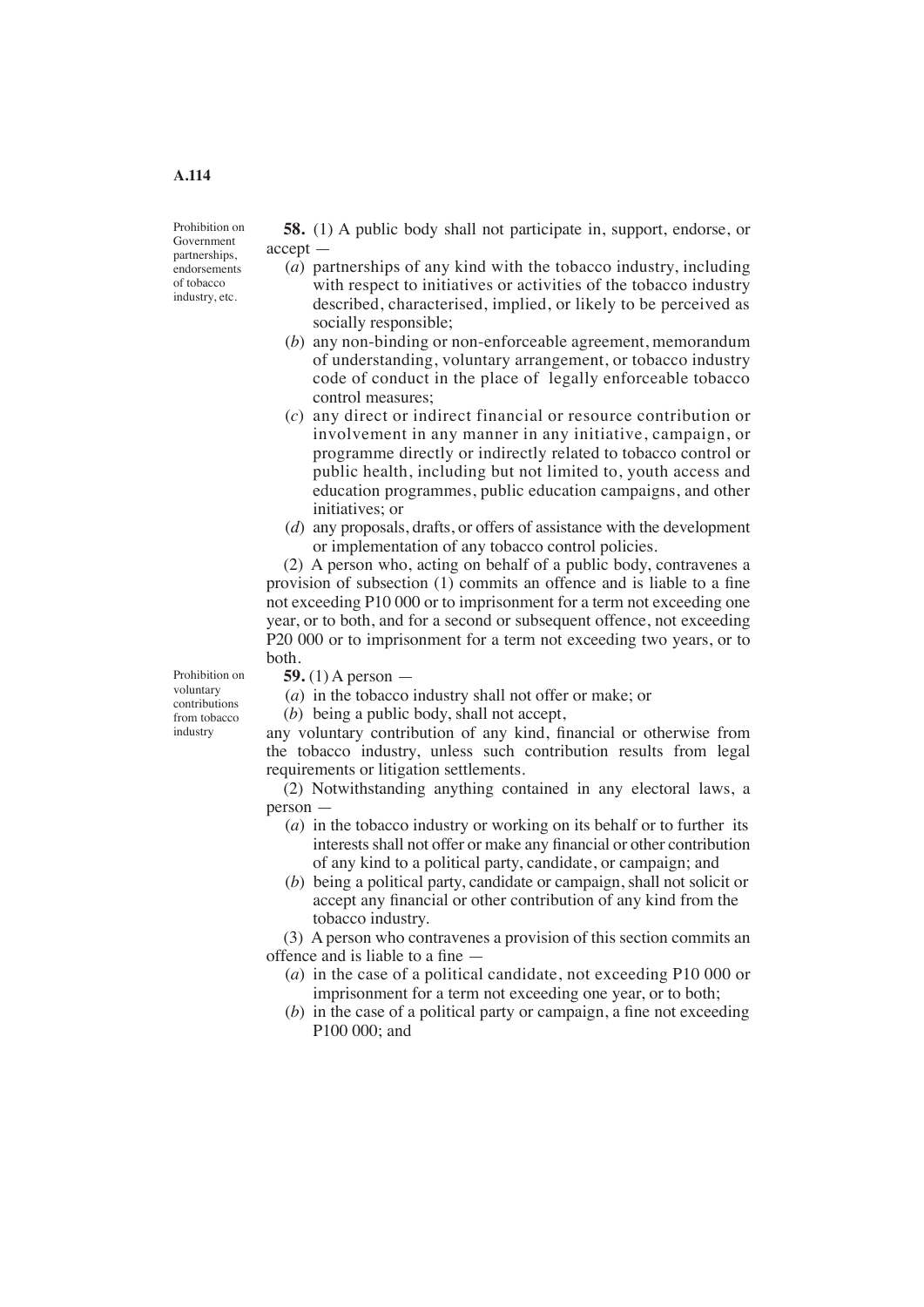*Prohibition on Government partnerships, endorsements of tobacco industry, etc.*

**58.** (1) A public body shall not participate in, support, endorse, or accept —

(*a*) partnerships of any kind with the tobacco industry, including with respect to initiatives or activities of the tobacco industry described, characterised, implied, or likely to be perceived as socially responsible;

(*b*) any non-binding or non-enforceable agreement, memorandum of understanding, voluntary arrangement, or tobacco industry code of conduct in the place of legally enforceable tobacco control measures;

(*c*) any direct or indirect financial or resource contribution or involvement in any manner in any initiative, campaign, or programme directly or indirectly related to tobacco control or public health, including but not limited to, youth access and education programmes, public education campaigns, and other initiatives; or

(*d*) any proposals, drafts, or offers of assistance with the development or implementation of any tobacco control policies.

(2) A person who, acting on behalf of a public body, contravenes a provision of subsection (1) commits an offence and is liable to a fine not exceeding P10 000 or to imprisonment for a term not exceeding one year, or to both, and for a second or subsequent offence, not exceeding P20 000 or to imprisonment for a term not exceeding two years, or to both.

*Prohibition on voluntary contributions from tobacco industry*

**59.** (1) A person —

(*a*) in the tobacco industry shall not offer or make; or

(*b*) being a public body, shall not accept,

any voluntary contribution of any kind, financial or otherwise from the tobacco industry, unless such contribution results from legal requirements or litigation settlements.

(2) Notwithstanding anything contained in any electoral laws, a person —

(*a*) in the tobacco industry or working on its behalf or to further its interests shall not offer or make any financial or other contribution of any kind to a political party, candidate, or campaign; and

(*b*) being a political party, candidate or campaign, shall not solicit or accept any financial or other contribution of any kind from the tobacco industry.

(3) A person who contravenes a provision of this section commits an offence and is liable to a fine —

(*a*) in the case of a political candidate, not exceeding P10 000 or imprisonment for a term not exceeding one year, or to both;

(*b*) in the case of a political party or campaign, a fine not exceeding P100 000; and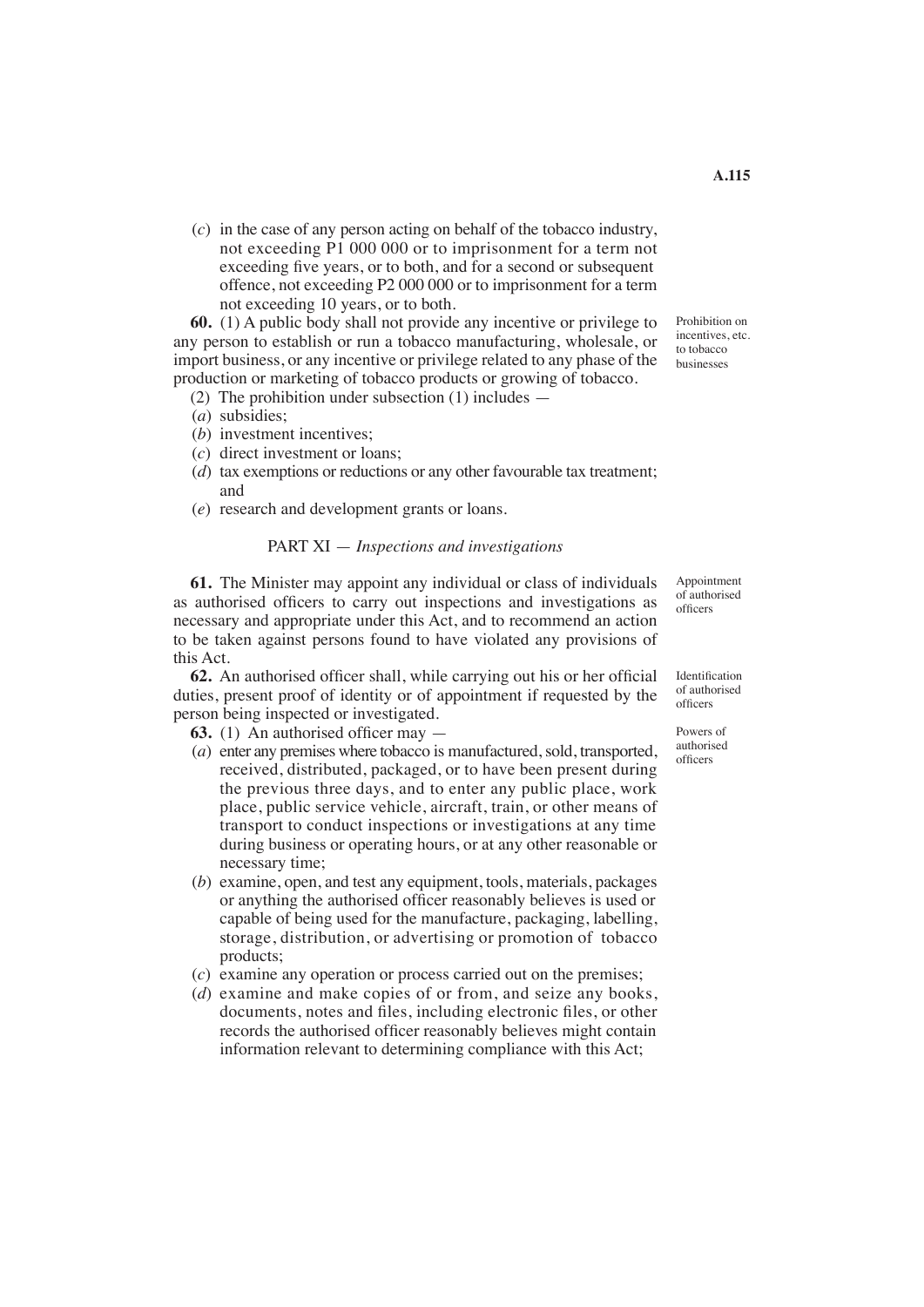(*c*) in the case of any person acting on behalf of the tobacco industry, not exceeding P1 000 000 or to imprisonment for a term not exceeding five years, or to both, and for a second or subsequent offence, not exceeding P2 000 000 or to imprisonment for a term not exceeding 10 years, or to both.

*Prohibition on incentives, etc. to tobacco businesses*

**60.** (1) A public body shall not provide any incentive or privilege to any person to establish or run a tobacco manufacturing, wholesale, or import business, or any incentive or privilege related to any phase of the production or marketing of tobacco products or growing of tobacco.

(2) The prohibition under subsection (1) includes —

(*a*) subsidies;

(*b*) investment incentives;

(*c*) direct investment or loans;

(*d*) tax exemptions or reductions or any other favourable tax treatment; and

(*e*) research and development grants or loans.

## PART XI — *Inspections and investigations*

*Appointment of authorised officers*

**61.** The Minister may appoint any individual or class of individuals as authorised officers to carry out inspections and investigations as necessary and appropriate under this Act, and to recommend an action to be taken against persons found to have violated any provisions of this Act.

*Identification of authorised officers*

**62.** An authorised officer shall, while carrying out his or her official duties, present proof of identity or of appointment if requested by the person being inspected or investigated.

*Powers of authorised officers*

**63.** (1) An authorised officer may —

(*a*) enter any premises where tobacco is manufactured, sold, transported, received, distributed, packaged, or to have been present during the previous three days, and to enter any public place, work place, public service vehicle, aircraft, train, or other means of transport to conduct inspections or investigations at any time during business or operating hours, or at any other reasonable or necessary time;

(*b*) examine, open, and test any equipment, tools, materials, packages or anything the authorised officer reasonably believes is used or capable of being used for the manufacture, packaging, labelling, storage, distribution, or advertising or promotion of tobacco products;

(*c*) examine any operation or process carried out on the premises;

(*d*) examine and make copies of or from, and seize any books, documents, notes and files, including electronic files, or other records the authorised officer reasonably believes might contain information relevant to determining compliance with this Act;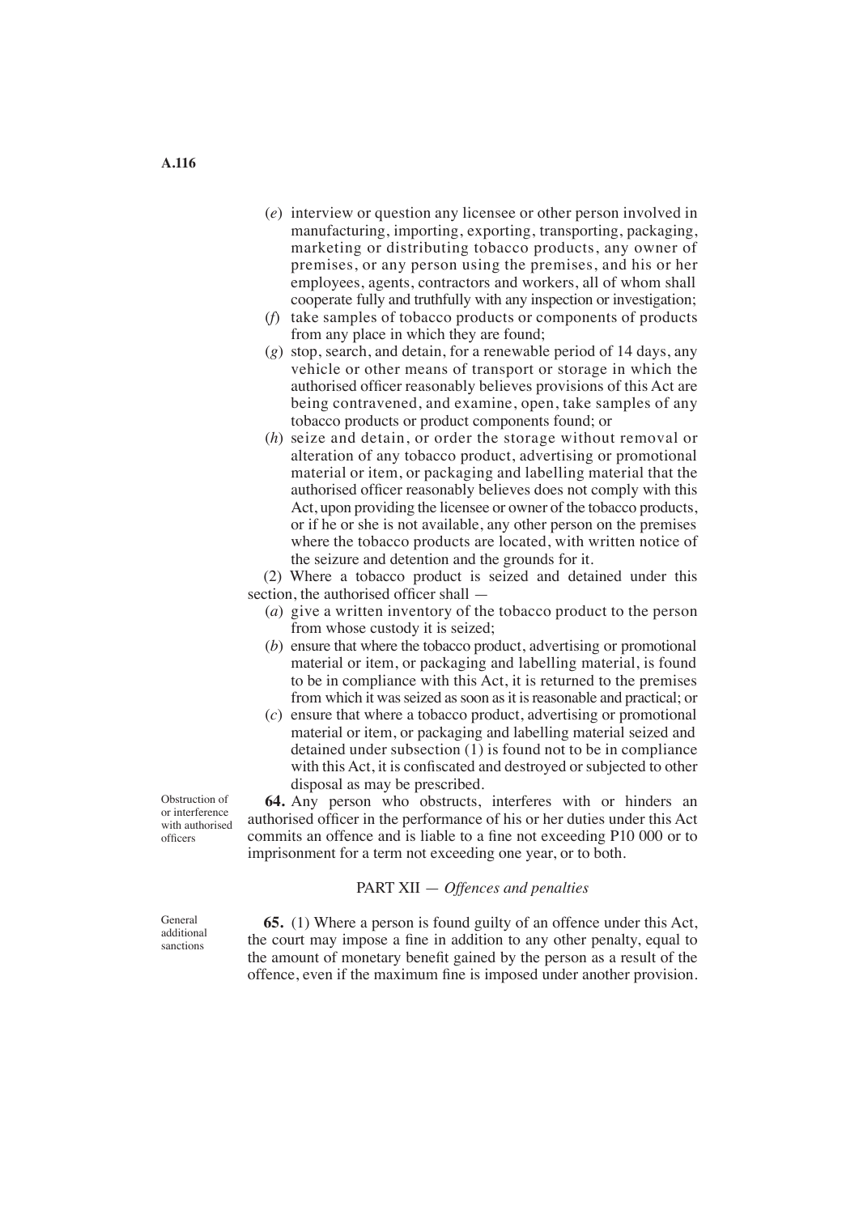(*e*) interview or question any licensee or other person involved in manufacturing, importing, exporting, transporting, packaging, marketing or distributing tobacco products, any owner of premises, or any person using the premises, and his or her employees, agents, contractors and workers, all of whom shall cooperate fully and truthfully with any inspection or investigation;

(*f*) take samples of tobacco products or components of products from any place in which they are found;

(*g*) stop, search, and detain, for a renewable period of 14 days, any vehicle or other means of transport or storage in which the authorised officer reasonably believes provisions of this Act are being contravened, and examine, open, take samples of any tobacco products or product components found; or

(*h*) seize and detain, or order the storage without removal or alteration of any tobacco product, advertising or promotional material or item, or packaging and labelling material that the authorised officer reasonably believes does not comply with this Act, upon providing the licensee or owner of the tobacco products, or if he or she is not available, any other person on the premises where the tobacco products are located, with written notice of the seizure and detention and the grounds for it.

(2) Where a tobacco product is seized and detained under this section, the authorised officer shall —

(*a*) give a written inventory of the tobacco product to the person from whose custody it is seized;

(*b*) ensure that where the tobacco product, advertising or promotional material or item, or packaging and labelling material, is found to be in compliance with this Act, it is returned to the premises from which it was seized as soon as it is reasonable and practical; or

(*c*) ensure that where a tobacco product, advertising or promotional material or item, or packaging and labelling material seized and detained under subsection (1) is found not to be in compliance with this Act, it is confiscated and destroyed or subjected to other disposal as may be prescribed.

*Obstruction of or interference with authorised officers*

**64.** Any person who obstructs, interferes with or hinders an authorised officer in the performance of his or her duties under this Act commits an offence and is liable to a fine not exceeding P10 000 or to imprisonment for a term not exceeding one year, or to both.

## PART XII — *Offences and penalties*

*General additional sanctions*

**65.** (1) Where a person is found guilty of an offence under this Act, the court may impose a fine in addition to any other penalty, equal to the amount of monetary benefit gained by the person as a result of the offence, even if the maximum fine is imposed under another provision.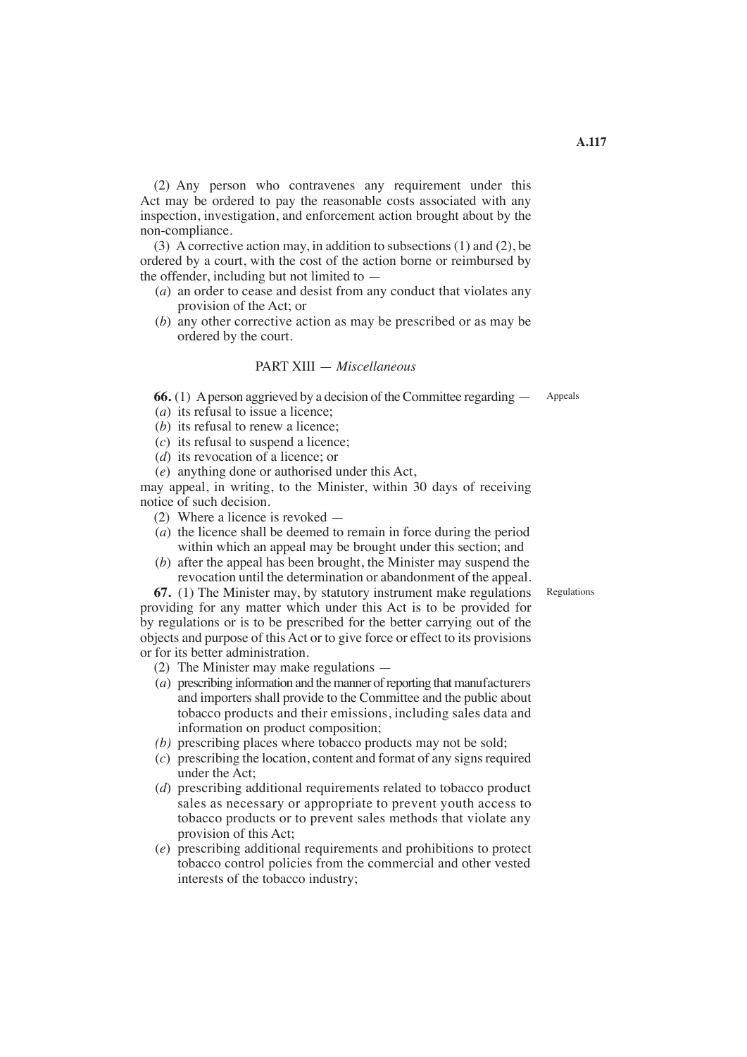(2) Any person who contravenes any requirement under this Act may be ordered to pay the reasonable costs associated with any inspection, investigation, and enforcement action brought about by the non-compliance.

(3) A corrective action may, in addition to subsections (1) and (2), be ordered by a court, with the cost of the action borne or reimbursed by the offender, including but not limited to —

(*a*) an order to cease and desist from any conduct that violates any provision of the Act; or

(*b*) any other corrective action as may be prescribed or as may be ordered by the court.

## PART XIII — *Miscellaneous*

Appeals

**66.** (1) A person aggrieved by a decision of the Committee regarding —

(*a*) its refusal to issue a licence;

(*b*) its refusal to renew a licence;

(*c*) its refusal to suspend a licence;

(*d*) its revocation of a licence; or

(*e*) anything done or authorised under this Act,

may appeal, in writing, to the Minister, within 30 days of receiving notice of such decision.

(2) Where a licence is revoked —

(*a*) the licence shall be deemed to remain in force during the period within which an appeal may be brought under this section; and

(*b*) after the appeal has been brought, the Minister may suspend the revocation until the determination or abandonment of the appeal.

Regulations

**67.** (1) The Minister may, by statutory instrument make regulations providing for any matter which under this Act is to be provided for by regulations or is to be prescribed for the better carrying out of the objects and purpose of this Act or to give force or effect to its provisions or for its better administration.

(2) The Minister may make regulations —

(*a*) prescribing information and the manner of reporting that manufacturers and importers shall provide to the Committee and the public about tobacco products and their emissions, including sales data and information on product composition;

(*b*) prescribing places where tobacco products may not be sold;

(*c*) prescribing the location, content and format of any signs required under the Act;

(*d*) prescribing additional requirements related to tobacco product sales as necessary or appropriate to prevent youth access to tobacco products or to prevent sales methods that violate any provision of this Act;

(*e*) prescribing additional requirements and prohibitions to protect tobacco control policies from the commercial and other vested interests of the tobacco industry;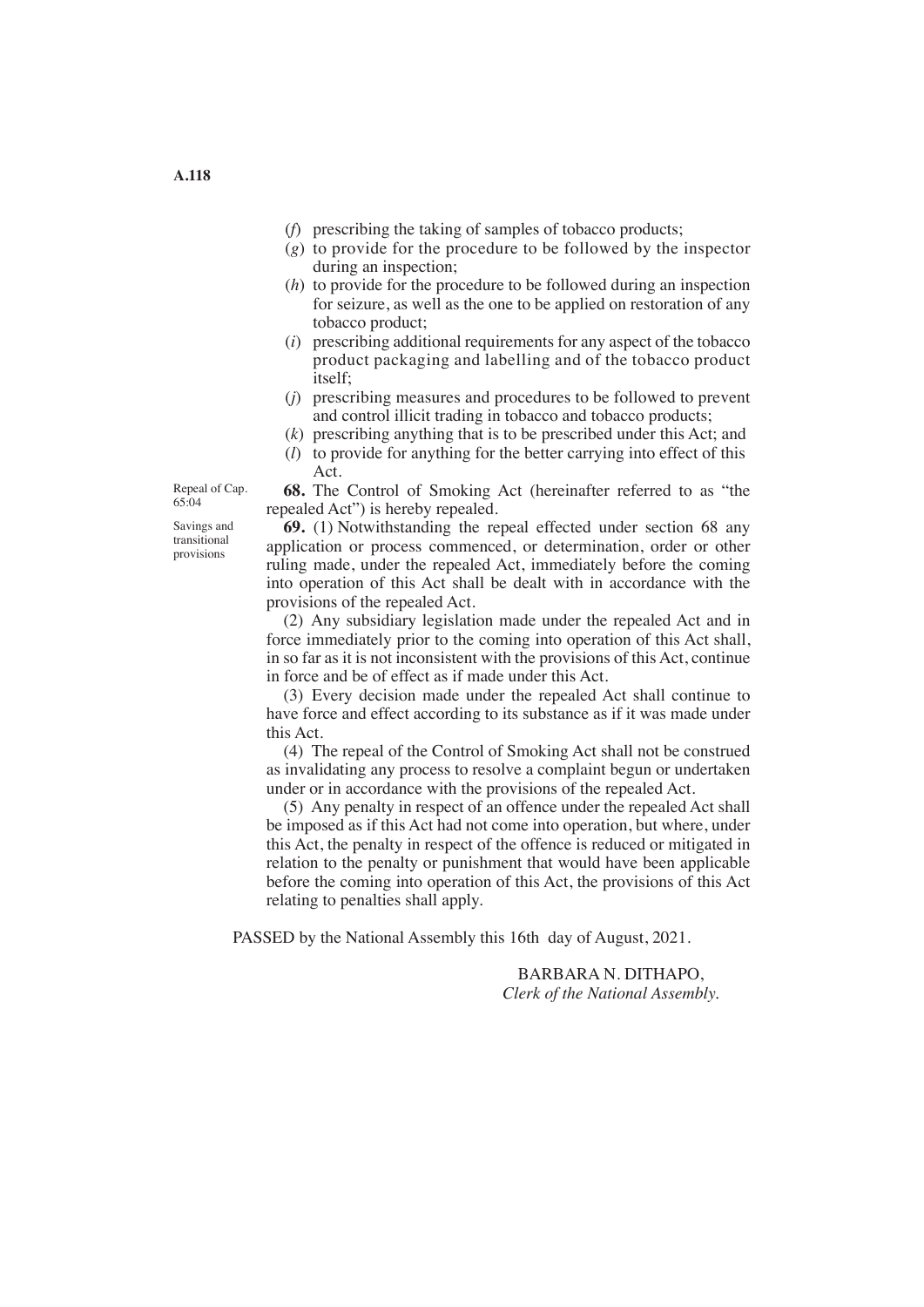(*f*) prescribing the taking of samples of tobacco products;

(*g*) to provide for the procedure to be followed by the inspector during an inspection;

(*h*) to provide for the procedure to be followed during an inspection for seizure, as well as the one to be applied on restoration of any tobacco product;

(*i*) prescribing additional requirements for any aspect of the tobacco product packaging and labelling and of the tobacco product itself;

(*j*) prescribing measures and procedures to be followed to prevent and control illicit trading in tobacco and tobacco products;

(*k*) prescribing anything that is to be prescribed under this Act; and

(*l*) to provide for anything for the better carrying into effect of this Act.

Repeal of Cap. 65:04

**68.** The Control of Smoking Act (hereinafter referred to as "the repealed Act") is hereby repealed.

Savings and transitional provisions

**69.** (1) Notwithstanding the repeal effected under section 68 any application or process commenced, or determination, order or other ruling made, under the repealed Act, immediately before the coming into operation of this Act shall be dealt with in accordance with the provisions of the repealed Act.

(2) Any subsidiary legislation made under the repealed Act and in force immediately prior to the coming into operation of this Act shall, in so far as it is not inconsistent with the provisions of this Act, continue in force and be of effect as if made under this Act.

(3) Every decision made under the repealed Act shall continue to have force and effect according to its substance as if it was made under this Act.

(4) The repeal of the Control of Smoking Act shall not be construed as invalidating any process to resolve a complaint begun or undertaken under or in accordance with the provisions of the repealed Act.

(5) Any penalty in respect of an offence under the repealed Act shall be imposed as if this Act had not come into operation, but where, under this Act, the penalty in respect of the offence is reduced or mitigated in relation to the penalty or punishment that would have been applicable before the coming into operation of this Act, the provisions of this Act relating to penalties shall apply.

PASSED by the National Assembly this 16th day of August, 2021.

BARBARA N. DITHAPO,
*Clerk of the National Assembly.*